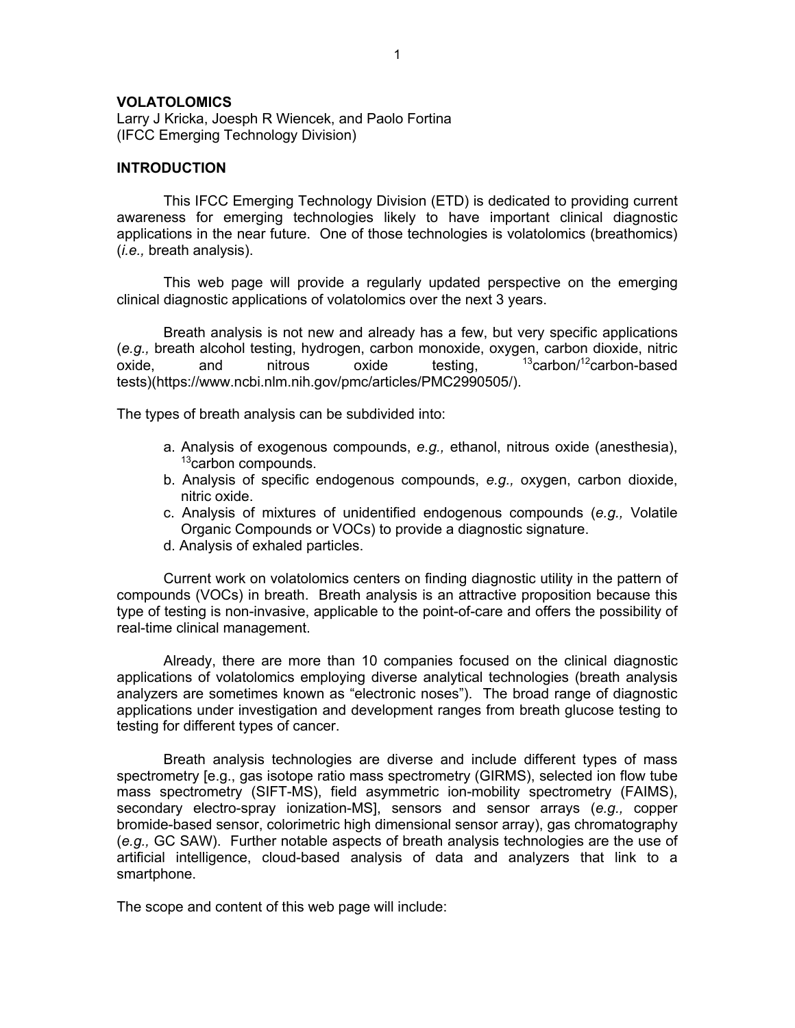# VOLATOLOMICS

Larry J Kricka, Joesph R Wiencek, and Paolo Fortina
(IFCC Emerging Technology Division)

## INTRODUCTION

This IFCC Emerging Technology Division (ETD) is dedicated to providing current awareness for emerging technologies likely to have important clinical diagnostic applications in the near future. One of those technologies is volatolomics (breathomics) (*i.e.,* breath analysis).

This web page will provide a regularly updated perspective on the emerging clinical diagnostic applications of volatolomics over the next 3 years.

Breath analysis is not new and already has a few, but very specific applications (*e.g.,* breath alcohol testing, hydrogen, carbon monoxide, oxygen, carbon dioxide, nitric oxide, and nitrous oxide testing, $^{13}$carbon/$^{12}$carbon-based tests)(https://www.ncbi.nlm.nih.gov/pmc/articles/PMC2990505/).

The types of breath analysis can be subdivided into:

a. Analysis of exogenous compounds, *e.g.,* ethanol, nitrous oxide (anesthesia), $^{13}$carbon compounds.
b. Analysis of specific endogenous compounds, *e.g.,* oxygen, carbon dioxide, nitric oxide.
c. Analysis of mixtures of unidentified endogenous compounds (*e.g.,* Volatile Organic Compounds or VOCs) to provide a diagnostic signature.
d. Analysis of exhaled particles.

Current work on volatolomics centers on finding diagnostic utility in the pattern of compounds (VOCs) in breath. Breath analysis is an attractive proposition because this type of testing is non-invasive, applicable to the point-of-care and offers the possibility of real-time clinical management.

Already, there are more than 10 companies focused on the clinical diagnostic applications of volatolomics employing diverse analytical technologies (breath analysis analyzers are sometimes known as "electronic noses"). The broad range of diagnostic applications under investigation and development ranges from breath glucose testing to testing for different types of cancer.

Breath analysis technologies are diverse and include different types of mass spectrometry [e.g., gas isotope ratio mass spectrometry (GIRMS), selected ion flow tube mass spectrometry (SIFT-MS), field asymmetric ion-mobility spectrometry (FAIMS), secondary electro-spray ionization-MS], sensors and sensor arrays (*e.g.,* copper bromide-based sensor, colorimetric high dimensional sensor array), gas chromatography (*e.g.,* GC SAW). Further notable aspects of breath analysis technologies are the use of artificial intelligence, cloud-based analysis of data and analyzers that link to a smartphone.

The scope and content of this web page will include: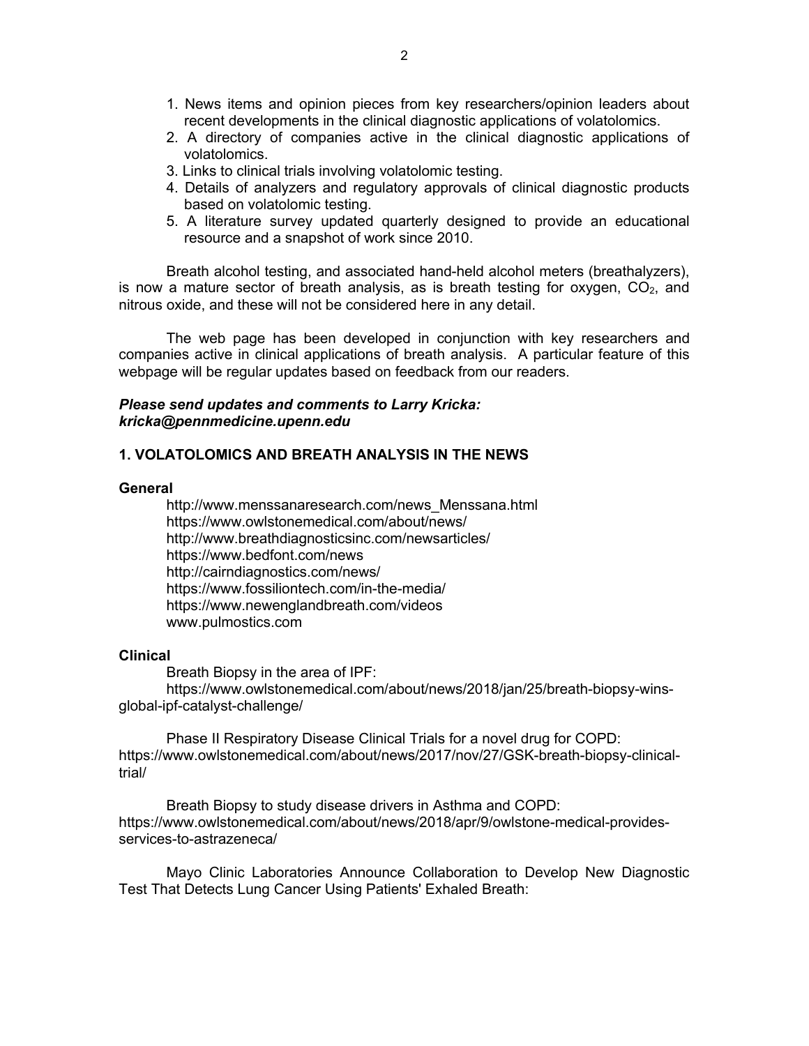1. News items and opinion pieces from key researchers/opinion leaders about recent developments in the clinical diagnostic applications of volatolomics.
2. A directory of companies active in the clinical diagnostic applications of volatolomics.
3. Links to clinical trials involving volatolomic testing.
4. Details of analyzers and regulatory approvals of clinical diagnostic products based on volatolomic testing.
5. A literature survey updated quarterly designed to provide an educational resource and a snapshot of work since 2010.

Breath alcohol testing, and associated hand-held alcohol meters (breathalyzers), is now a mature sector of breath analysis, as is breath testing for oxygen, $CO_2$, and nitrous oxide, and these will not be considered here in any detail.

The web page has been developed in conjunction with key researchers and companies active in clinical applications of breath analysis. A particular feature of this webpage will be regular updates based on feedback from our readers.

***Please send updates and comments to Larry Kricka: kricka@pennmedicine.upenn.edu***

## 1. VOLATOLOMICS AND BREATH ANALYSIS IN THE NEWS

### General

http://www.menssanaresearch.com/news_Menssana.html
https://www.owlstonemedical.com/about/news/
http://www.breathdiagnosticsinc.com/newsarticles/
https://www.bedfont.com/news
http://cairndiagnostics.com/news/
https://www.fossiliontech.com/in-the-media/
https://www.newenglandbreath.com/videos
www.pulmostics.com

### Clinical

Breath Biopsy in the area of IPF:
https://www.owlstonemedical.com/about/news/2018/jan/25/breath-biopsy-wins-global-ipf-catalyst-challenge/

Phase II Respiratory Disease Clinical Trials for a novel drug for COPD:
https://www.owlstonemedical.com/about/news/2017/nov/27/GSK-breath-biopsy-clinical-trial/

Breath Biopsy to study disease drivers in Asthma and COPD:
https://www.owlstonemedical.com/about/news/2018/apr/9/owlstone-medical-provides-services-to-astrazeneca/

Mayo Clinic Laboratories Announce Collaboration to Develop New Diagnostic Test That Detects Lung Cancer Using Patients' Exhaled Breath: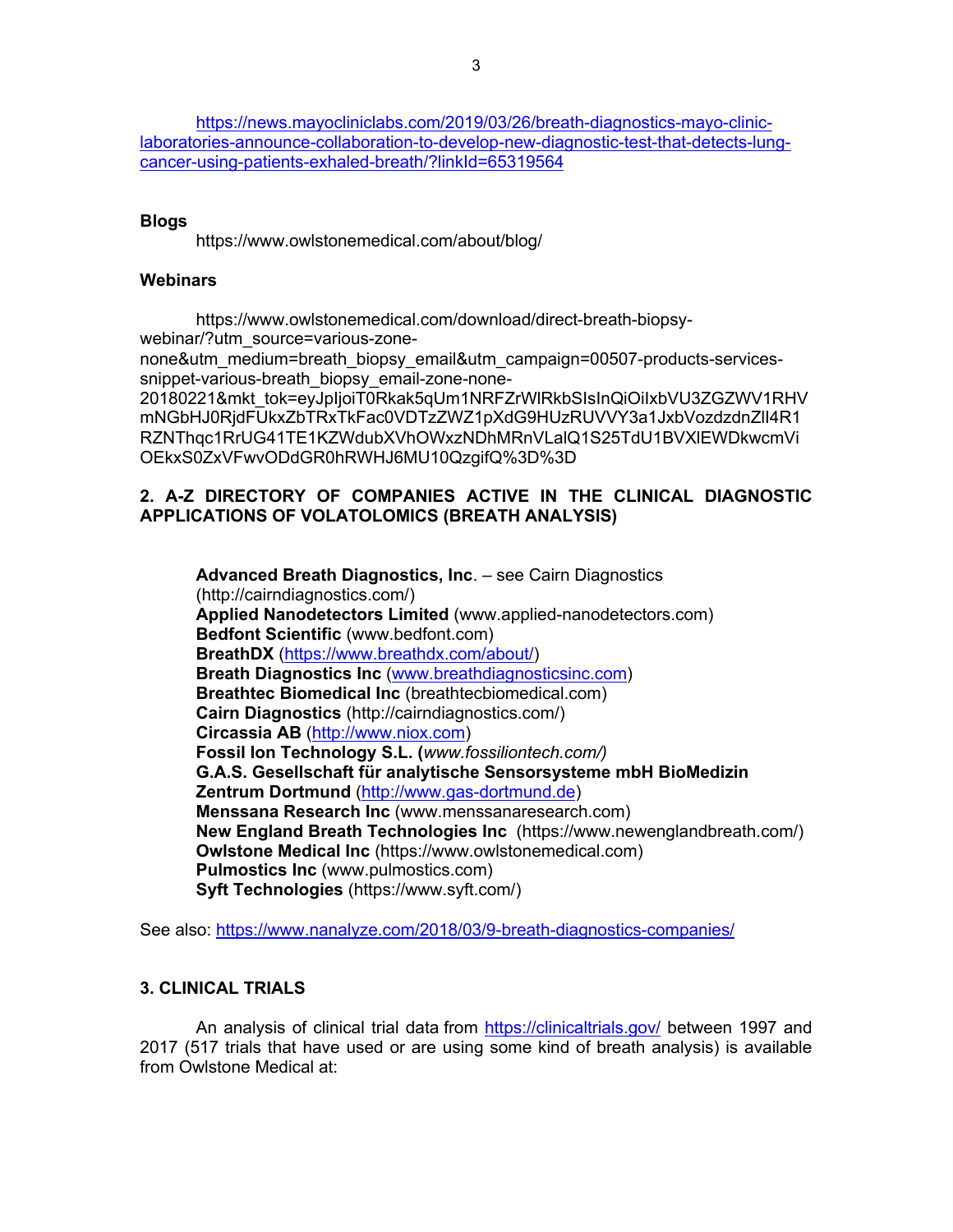https://news.mayocliniclabs.com/2019/03/26/breath-diagnostics-mayo-clinic-laboratories-announce-collaboration-to-develop-new-diagnostic-test-that-detects-lung-cancer-using-patients-exhaled-breath/?linkId=65319564

**Blogs**

https://www.owlstonemedical.com/about/blog/

**Webinars**

https://www.owlstonemedical.com/download/direct-breath-biopsy-webinar/?utm_source=various-zone-none&utm_medium=breath_biopsy_email&utm_campaign=00507-products-services-snippet-various-breath_biopsy_email-zone-none-20180221&mkt_tok=eyJpIjoiT0Rkak5qUm1NRFZrWlRkbSIsInQiOiIxbVU3ZGZWV1RHVmNGbHJ0RjdFUkxZbTRxTkFac0VDTzZWZ1pXdG9HUzRUVVY3a1JxbVozdzdnZlI4R1RZNThqc1RrUG41TE1KZWdubXVhOWxzNDhMRnVLalQ1S25TdU1BVXlEWDkwcmViOEkxS0ZxVFwvODdGR0hRWHJ6MU10QzgifQ%3D%3D

## 2. A-Z DIRECTORY OF COMPANIES ACTIVE IN THE CLINICAL DIAGNOSTIC APPLICATIONS OF VOLATOLOMICS (BREATH ANALYSIS)

**Advanced Breath Diagnostics, Inc**. – see Cairn Diagnostics (http://cairndiagnostics.com/)
**Applied Nanodetectors Limited** (www.applied-nanodetectors.com)
**Bedfont Scientific** (www.bedfont.com)
**BreathDX** (https://www.breathdx.com/about/)
**Breath Diagnostics Inc** (www.breathdiagnosticsinc.com)
**Breathtec Biomedical Inc** (breathtecbiomedical.com)
**Cairn Diagnostics** (http://cairndiagnostics.com/)
**Circassia AB** (http://www.niox.com)
**Fossil Ion Technology S.L. (***www.fossiliontech.com/)*
**G.A.S. Gesellschaft für analytische Sensorsysteme mbH BioMedizin Zentrum Dortmund** (http://www.gas-dortmund.de)
**Menssana Research Inc** (www.menssanaresearch.com)
**New England Breath Technologies Inc** (https://www.newenglandbreath.com/)
**Owlstone Medical Inc** (https://www.owlstonemedical.com)
**Pulmostics Inc** (www.pulmostics.com)
**Syft Technologies** (https://www.syft.com/)

See also: https://www.nanalyze.com/2018/03/9-breath-diagnostics-companies/

## 3. CLINICAL TRIALS

An analysis of clinical trial data from https://clinicaltrials.gov/ between 1997 and 2017 (517 trials that have used or are using some kind of breath analysis) is available from Owlstone Medical at: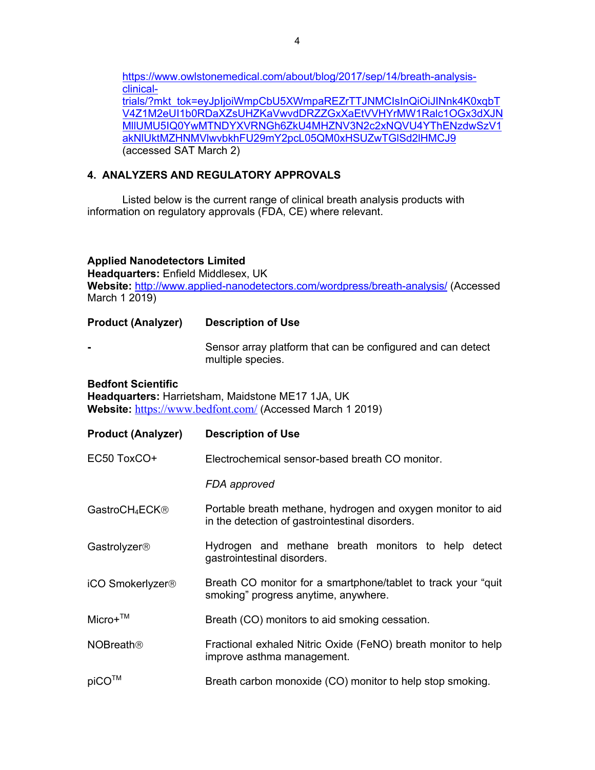https://www.owlstonemedical.com/about/blog/2017/sep/14/breath-analysis-clinical-trials/?mkt_tok=eyJpIjoiWmpCbU5XWmpaREZrTTJNMCIsInQiOiJlNnk4K0xqbTV4Z1M2eUl1b0RDaXZsUHZKaVwvdDRZZGxXaEtVVHYrMW1Ralc1OGx3dXJNMllUMU5IQ0YwMTNDYXVRNGh6ZkU4MHZNV3N2c2xNQVU4YThENzdwSzV1akNlUktMZHNMVlwvbkhFU29mY2pcL05QM0xHSUZwTGlSd2lHMCJ9 (accessed SAT March 2)

## 4. ANALYZERS AND REGULATORY APPROVALS

Listed below is the current range of clinical breath analysis products with information on regulatory approvals (FDA, CE) where relevant.

**Applied Nanodetectors Limited**
**Headquarters:** Enfield Middlesex, UK
**Website:** http://www.applied-nanodetectors.com/wordpress/breath-analysis/ (Accessed March 1 2019)

| Product (Analyzer) | Description of Use |
|---|---|
| - | Sensor array platform that can be configured and can detect multiple species. |

**Bedfont Scientific**
**Headquarters:** Harrietsham, Maidstone ME17 1JA, UK
**Website:** https://www.bedfont.com/ (Accessed March 1 2019)

| Product (Analyzer) | Description of Use |
|---|---|
| EC50 ToxCO+ | Electrochemical sensor-based breath CO monitor. *FDA approved* |
| Gastro$CH_4$ECK® | Portable breath methane, hydrogen and oxygen monitor to aid in the detection of gastrointestinal disorders. |
| Gastrolyzer® | Hydrogen and methane breath monitors to help detect gastrointestinal disorders. |
| iCO Smokerlyzer® | Breath CO monitor for a smartphone/tablet to track your "quit smoking" progress anytime, anywhere. |
| Micro+™ | Breath (CO) monitors to aid smoking cessation. |
| NOBreath® | Fractional exhaled Nitric Oxide (FeNO) breath monitor to help improve asthma management. |
| piCO™ | Breath carbon monoxide (CO) monitor to help stop smoking. |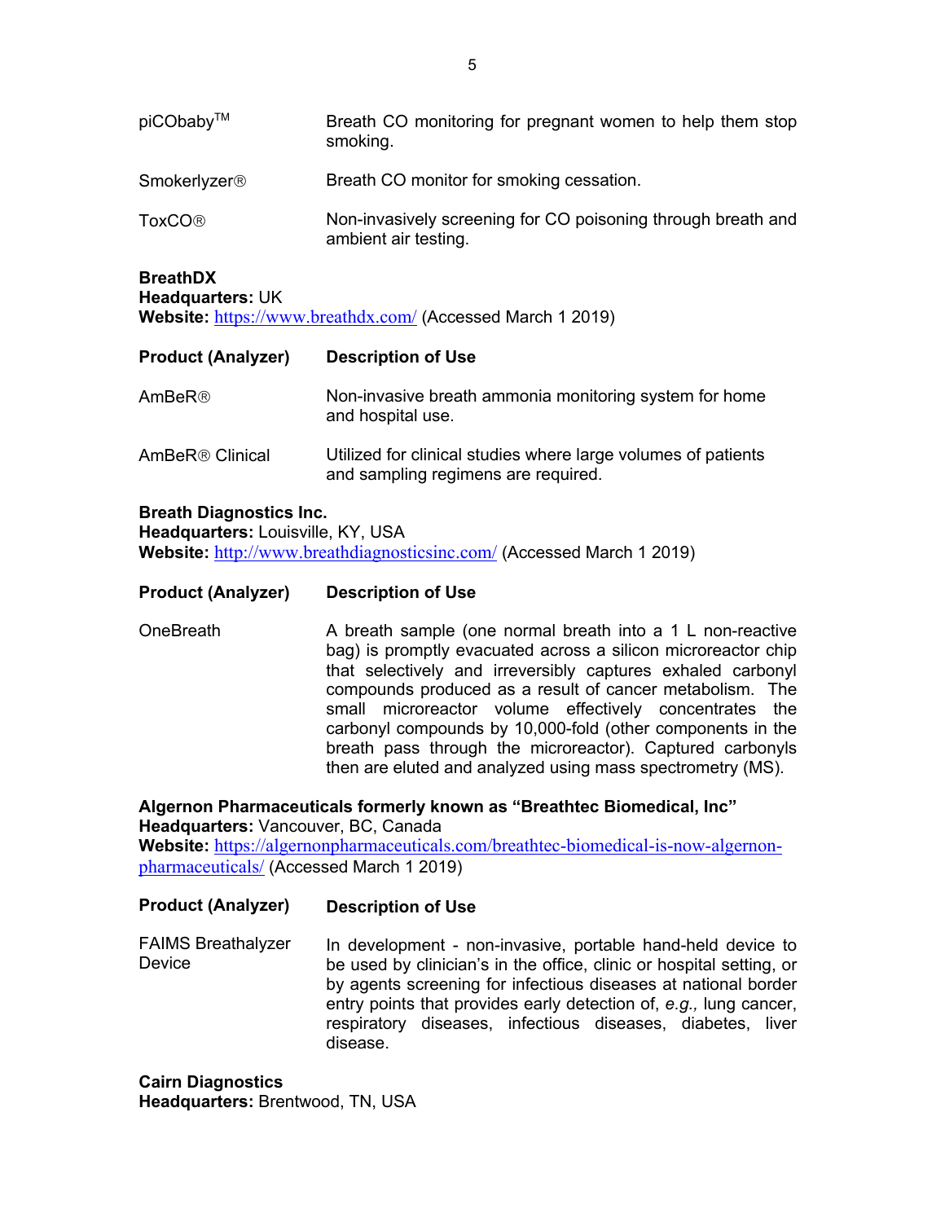| | |
|---|---|
| piCObaby™ | Breath CO monitoring for pregnant women to help them stop smoking. |
| Smokerlyzer® | Breath CO monitor for smoking cessation. |
| ToxCO® | Non-invasively screening for CO poisoning through breath and ambient air testing. |

**BreathDX**
**Headquarters:** UK
**Website:** https://www.breathdx.com/ (Accessed March 1 2019)

| Product (Analyzer) | Description of Use |
|---|---|
| AmBeR® | Non-invasive breath ammonia monitoring system for home and hospital use. |
| AmBeR® Clinical | Utilized for clinical studies where large volumes of patients and sampling regimens are required. |

**Breath Diagnostics Inc.**
**Headquarters:** Louisville, KY, USA
**Website:** http://www.breathdiagnosticsinc.com/ (Accessed March 1 2019)

| Product (Analyzer) | Description of Use |
|---|---|
| OneBreath | A breath sample (one normal breath into a 1 L non-reactive bag) is promptly evacuated across a silicon microreactor chip that selectively and irreversibly captures exhaled carbonyl compounds produced as a result of cancer metabolism. The small microreactor volume effectively concentrates the carbonyl compounds by 10,000-fold (other components in the breath pass through the microreactor). Captured carbonyls then are eluted and analyzed using mass spectrometry (MS). |

**Algernon Pharmaceuticals formerly known as "Breathtec Biomedical, Inc"**
**Headquarters:** Vancouver, BC, Canada
**Website:** https://algernonpharmaceuticals.com/breathtec-biomedical-is-now-algernon-pharmaceuticals/ (Accessed March 1 2019)

| Product (Analyzer) | Description of Use |
|---|---|
| FAIMS Breathalyzer Device | In development - non-invasive, portable hand-held device to be used by clinician's in the office, clinic or hospital setting, or by agents screening for infectious diseases at national border entry points that provides early detection of, *e.g.,* lung cancer, respiratory diseases, infectious diseases, diabetes, liver disease. |

**Cairn Diagnostics**
**Headquarters:** Brentwood, TN, USA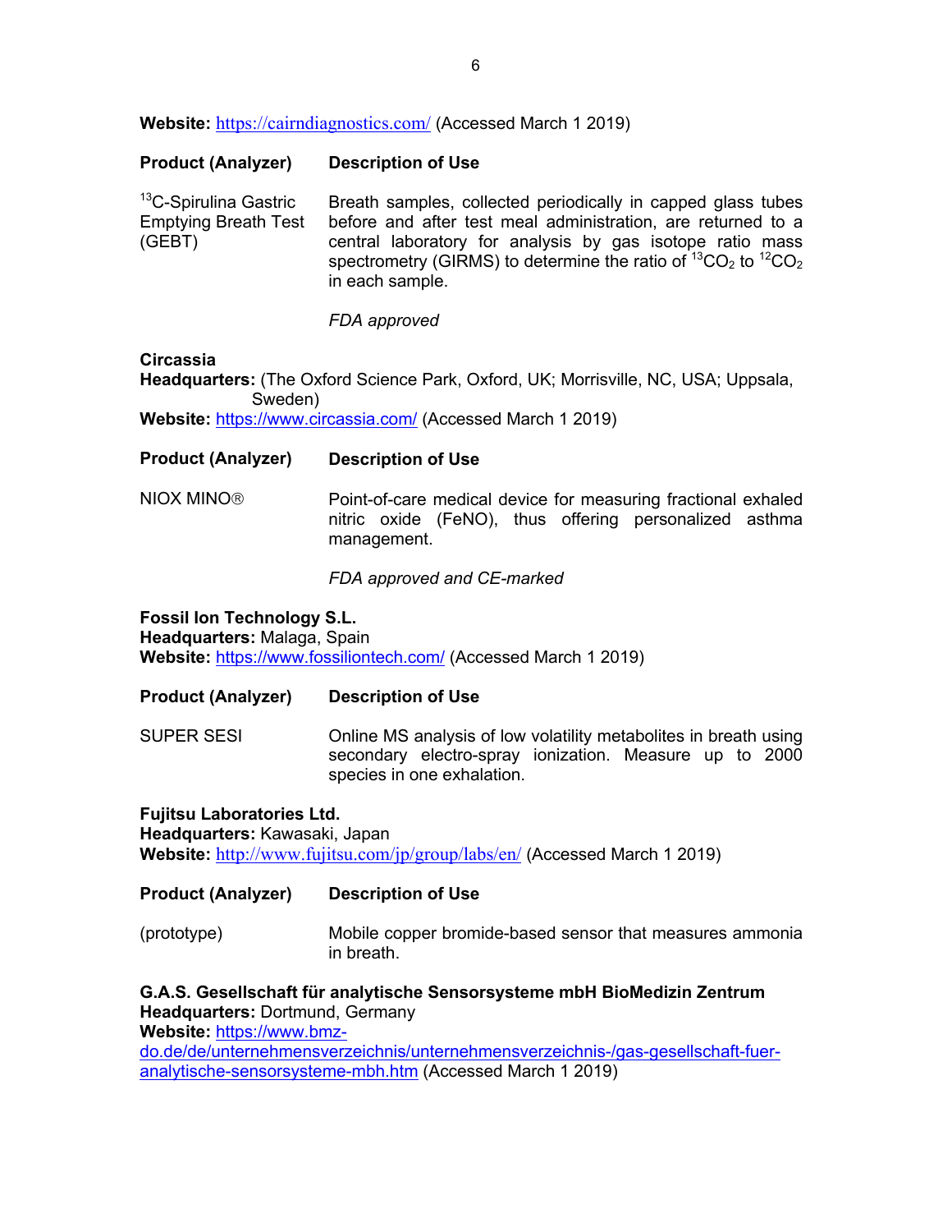**Website:** https://cairndiagnostics.com/ (Accessed March 1 2019)

| Product (Analyzer) | Description of Use |
|---|---|
| $^{13}$C-Spirulina Gastric Emptying Breath Test (GEBT) | Breath samples, collected periodically in capped glass tubes before and after test meal administration, are returned to a central laboratory for analysis by gas isotope ratio mass spectrometry (GIRMS) to determine the ratio of $^{13}CO_2$ to $^{12}CO_2$ in each sample.<br><br>*FDA approved* |

**Circassia**
**Headquarters:** (The Oxford Science Park, Oxford, UK; Morrisville, NC, USA; Uppsala, Sweden)
**Website:** https://www.circassia.com/ (Accessed March 1 2019)

| Product (Analyzer) | Description of Use |
|---|---|
| NIOX MINO® | Point-of-care medical device for measuring fractional exhaled nitric oxide (FeNO), thus offering personalized asthma management.<br><br>*FDA approved and CE-marked* |

**Fossil Ion Technology S.L.**
**Headquarters:** Malaga, Spain
**Website:** https://www.fossiliontech.com/ (Accessed March 1 2019)

| Product (Analyzer) | Description of Use |
|---|---|
| SUPER SESI | Online MS analysis of low volatility metabolites in breath using secondary electro-spray ionization. Measure up to 2000 species in one exhalation. |

**Fujitsu Laboratories Ltd.**
**Headquarters:** Kawasaki, Japan
**Website:** http://www.fujitsu.com/jp/group/labs/en/ (Accessed March 1 2019)

| Product (Analyzer) | Description of Use |
|---|---|
| (prototype) | Mobile copper bromide-based sensor that measures ammonia in breath. |

**G.A.S. Gesellschaft für analytische Sensorsysteme mbH BioMedizin Zentrum**
**Headquarters:** Dortmund, Germany
**Website:** https://www.bmz-do.de/de/unternehmensverzeichnis/unternehmensverzeichnis-/gas-gesellschaft-fuer-analytische-sensorsysteme-mbh.htm (Accessed March 1 2019)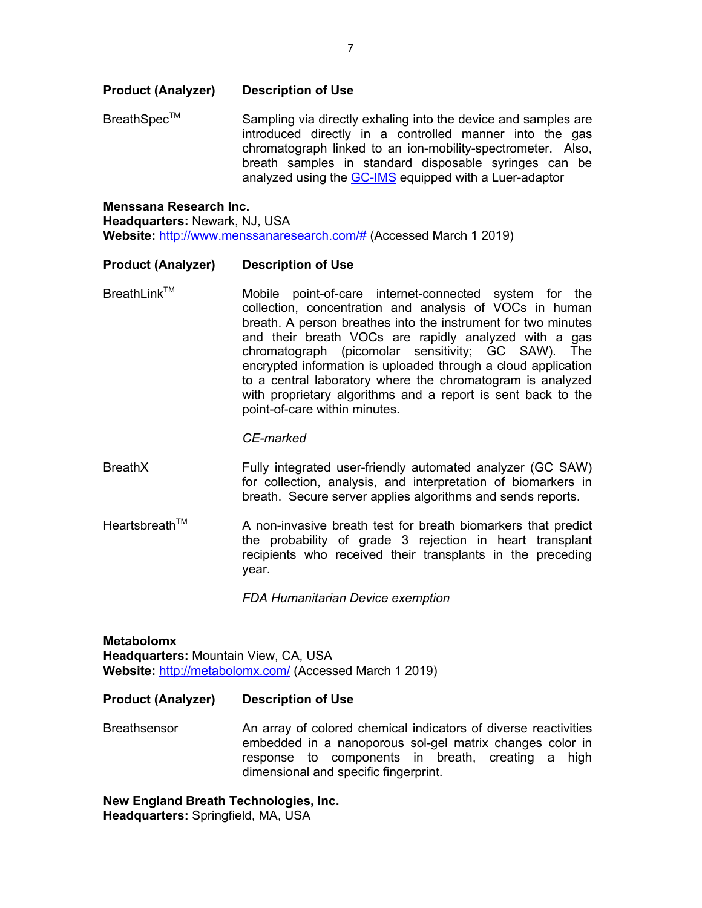| Product (Analyzer) | Description of Use |
|---|---|
| BreathSpec™ | Sampling via directly exhaling into the device and samples are introduced directly in a controlled manner into the gas chromatograph linked to an ion-mobility-spectrometer. Also, breath samples in standard disposable syringes can be analyzed using the [GC-IMS](#) equipped with a Luer-adaptor |

**Menssana Research Inc.**
**Headquarters:** Newark, NJ, USA
**Website:** [http://www.menssanaresearch.com/#](http://www.menssanaresearch.com/#) (Accessed March 1 2019)

| Product (Analyzer) | Description of Use |
|---|---|
| BreathLink™ | Mobile point-of-care internet-connected system for the collection, concentration and analysis of VOCs in human breath. A person breathes into the instrument for two minutes and their breath VOCs are rapidly analyzed with a gas chromatograph (picomolar sensitivity; GC SAW). The encrypted information is uploaded through a cloud application to a central laboratory where the chromatogram is analyzed with proprietary algorithms and a report is sent back to the point-of-care within minutes. *CE-marked* |
| BreathX | Fully integrated user-friendly automated analyzer (GC SAW) for collection, analysis, and interpretation of biomarkers in breath. Secure server applies algorithms and sends reports. |
| Heartsbreath™ | A non-invasive breath test for breath biomarkers that predict the probability of grade 3 rejection in heart transplant recipients who received their transplants in the preceding year. *FDA Humanitarian Device exemption* |

**Metabolomx**
**Headquarters:** Mountain View, CA, USA
**Website:** [http://metabolomx.com/](http://metabolomx.com/) (Accessed March 1 2019)

| Product (Analyzer) | Description of Use |
|---|---|
| Breathsensor | An array of colored chemical indicators of diverse reactivities embedded in a nanoporous sol-gel matrix changes color in response to components in breath, creating a high dimensional and specific fingerprint. |

**New England Breath Technologies, Inc.**
**Headquarters:** Springfield, MA, USA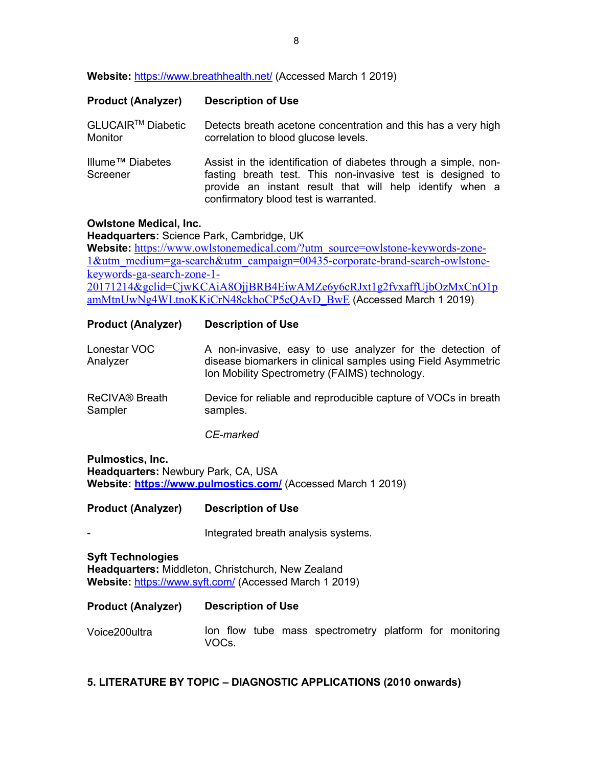**Website:** https://www.breathhealth.net/ (Accessed March 1 2019)

| **Product (Analyzer)** | **Description of Use** |
|---|---|
| GLUCAIR™ Diabetic Monitor | Detects breath acetone concentration and this has a very high correlation to blood glucose levels. |
| Illume™ Diabetes Screener | Assist in the identification of diabetes through a simple, non-fasting breath test. This non-invasive test is designed to provide an instant result that will help identify when a confirmatory blood test is warranted. |

**Owlstone Medical, Inc.**
**Headquarters:** Science Park, Cambridge, UK
**Website:** https://www.owlstonemedical.com/?utm_source=owlstone-keywords-zone-1&utm_medium=ga-search&utm_campaign=00435-corporate-brand-search-owlstone-keywords-ga-search-zone-1-20171214&gclid=CjwKCAiA8OjjBRB4EiwAMZe6y6cRJxt1g2fvxaffUjbOzMxCnO1pamMtnUwNg4WLtnoKKiCrN48ckhoCP5cQAvD_BwE (Accessed March 1 2019)

| **Product (Analyzer)** | **Description of Use** |
|---|---|
| Lonestar VOC Analyzer | A non-invasive, easy to use analyzer for the detection of disease biomarkers in clinical samples using Field Asymmetric Ion Mobility Spectrometry (FAIMS) technology. |
| ReCIVA® Breath Sampler | Device for reliable and reproducible capture of VOCs in breath samples.<br><br>*CE-marked* |

**Pulmostics, Inc.**
**Headquarters:** Newbury Park, CA, USA
**Website:** **https://www.pulmostics.com/** (Accessed March 1 2019)

| **Product (Analyzer)** | **Description of Use** |
|---|---|
| - | Integrated breath analysis systems. |

**Syft Technologies**
**Headquarters:** Middleton, Christchurch, New Zealand
**Website:** https://www.syft.com/ (Accessed March 1 2019)

| **Product (Analyzer)** | **Description of Use** |
|---|---|
| Voice200ultra | Ion flow tube mass spectrometry platform for monitoring VOCs. |

## 5. LITERATURE BY TOPIC – DIAGNOSTIC APPLICATIONS (2010 onwards)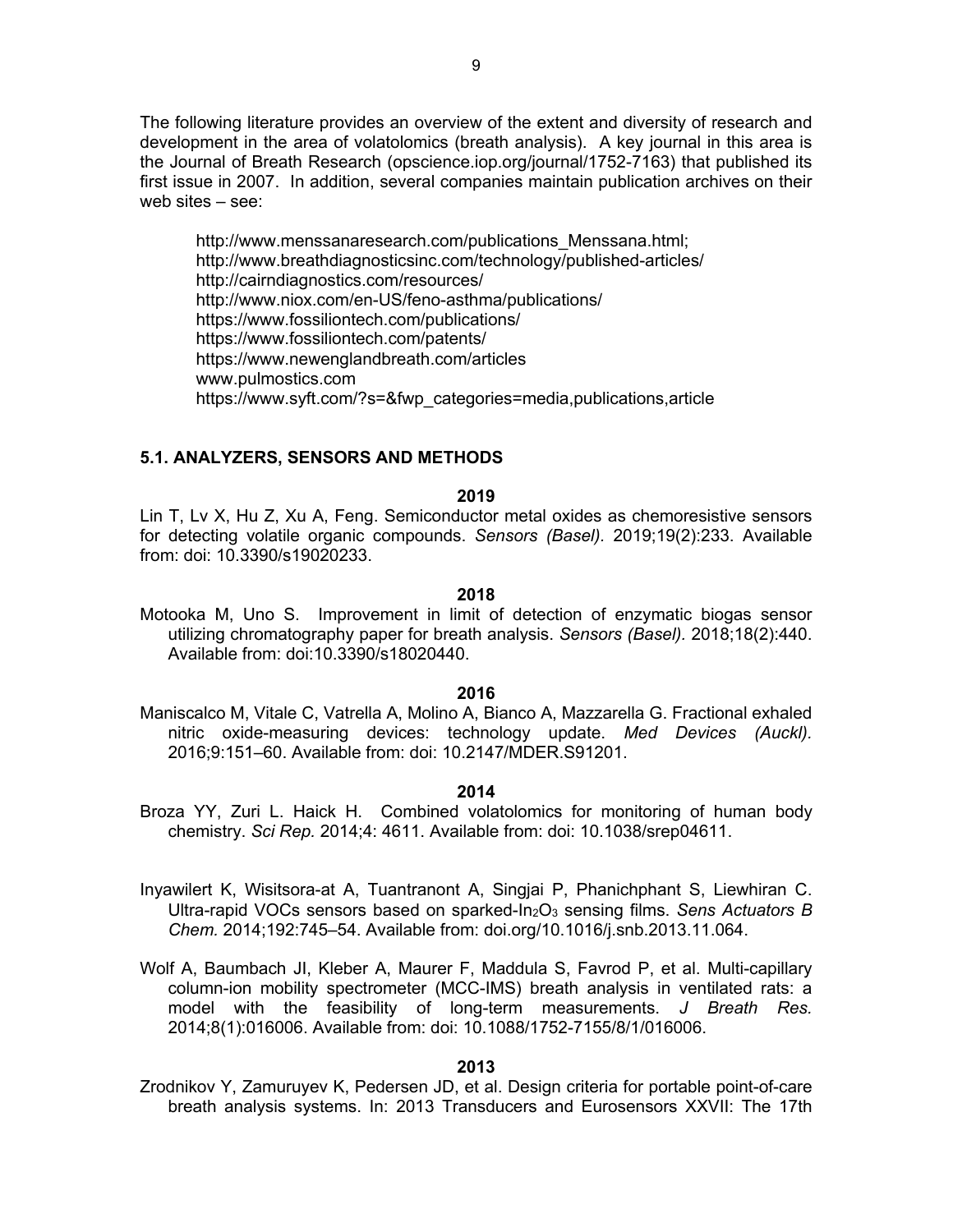The following literature provides an overview of the extent and diversity of research and development in the area of volatolomics (breath analysis). A key journal in this area is the Journal of Breath Research (opscience.iop.org/journal/1752-7163) that published its first issue in 2007. In addition, several companies maintain publication archives on their web sites – see:

http://www.menssanaresearch.com/publications_Menssana.html;
http://www.breathdiagnosticsinc.com/technology/published-articles/
http://cairndiagnostics.com/resources/
http://www.niox.com/en-US/feno-asthma/publications/
https://www.fossiliontech.com/publications/
https://www.fossiliontech.com/patents/
https://www.newenglandbreath.com/articles
www.pulmostics.com
https://www.syft.com/?s=&fwp_categories=media,publications,article

### 5.1. ANALYZERS, SENSORS AND METHODS

**2019**

Lin T, Lv X, Hu Z, Xu A, Feng. Semiconductor metal oxides as chemoresistive sensors for detecting volatile organic compounds. *Sensors (Basel).* 2019;19(2):233. Available from: doi: 10.3390/s19020233.

**2018**

Motooka M, Uno S. Improvement in limit of detection of enzymatic biogas sensor utilizing chromatography paper for breath analysis. *Sensors (Basel).* 2018;18(2):440. Available from: doi:10.3390/s18020440.

**2016**

Maniscalco M, Vitale C, Vatrella A, Molino A, Bianco A, Mazzarella G. Fractional exhaled nitric oxide-measuring devices: technology update. *Med Devices (Auckl).* 2016;9:151–60. Available from: doi: 10.2147/MDER.S91201.

**2014**

Broza YY, Zuri L. Haick H. Combined volatolomics for monitoring of human body chemistry. *Sci Rep.* 2014;4: 4611. Available from: doi: 10.1038/srep04611.

Inyawilert K, Wisitsora-at A, Tuantranont A, Singjai P, Phanichphant S, Liewhiran C. Ultra-rapid VOCs sensors based on sparked-$In_2O_3$ sensing films. *Sens Actuators B Chem.* 2014;192:745–54. Available from: doi.org/10.1016/j.snb.2013.11.064.

Wolf A, Baumbach JI, Kleber A, Maurer F, Maddula S, Favrod P, et al. Multi-capillary column-ion mobility spectrometer (MCC-IMS) breath analysis in ventilated rats: a model with the feasibility of long-term measurements. *J Breath Res.* 2014;8(1):016006. Available from: doi: 10.1088/1752-7155/8/1/016006.

**2013**

Zrodnikov Y, Zamuruyev K, Pedersen JD, et al. Design criteria for portable point-of-care breath analysis systems. In: 2013 Transducers and Eurosensors XXVII: The 17th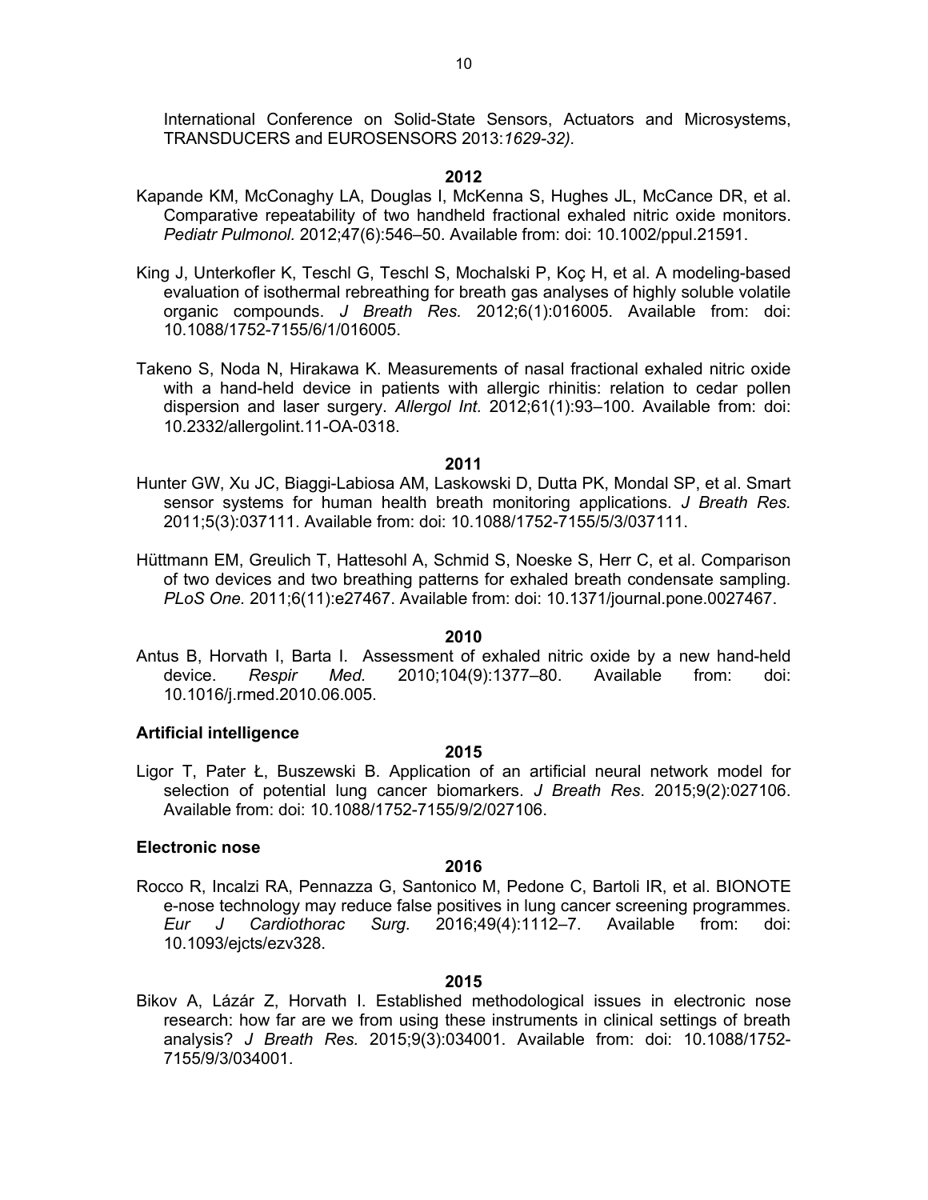International Conference on Solid-State Sensors, Actuators and Microsystems, TRANSDUCERS and EUROSENSORS 2013:*1629-32).*

**2012**

Kapande KM, McConaghy LA, Douglas I, McKenna S, Hughes JL, McCance DR, et al. Comparative repeatability of two handheld fractional exhaled nitric oxide monitors. *Pediatr Pulmonol.* 2012;47(6):546–50. Available from: doi: 10.1002/ppul.21591.

King J, Unterkofler K, Teschl G, Teschl S, Mochalski P, Koç H, et al. A modeling-based evaluation of isothermal rebreathing for breath gas analyses of highly soluble volatile organic compounds. *J Breath Res.* 2012;6(1):016005. Available from: doi: 10.1088/1752-7155/6/1/016005.

Takeno S, Noda N, Hirakawa K. Measurements of nasal fractional exhaled nitric oxide with a hand-held device in patients with allergic rhinitis: relation to cedar pollen dispersion and laser surgery. *Allergol Int.* 2012;61(1):93–100. Available from: doi: 10.2332/allergolint.11-OA-0318.

**2011**

Hunter GW, Xu JC, Biaggi-Labiosa AM, Laskowski D, Dutta PK, Mondal SP, et al. Smart sensor systems for human health breath monitoring applications. *J Breath Res.* 2011;5(3):037111. Available from: doi: 10.1088/1752-7155/5/3/037111.

Hüttmann EM, Greulich T, Hattesohl A, Schmid S, Noeske S, Herr C, et al. Comparison of two devices and two breathing patterns for exhaled breath condensate sampling. *PLoS One.* 2011;6(11):e27467. Available from: doi: 10.1371/journal.pone.0027467.

**2010**

Antus B, Horvath I, Barta I. Assessment of exhaled nitric oxide by a new hand-held device. *Respir Med.* 2010;104(9):1377–80. Available from: doi: 10.1016/j.rmed.2010.06.005.

**Artificial intelligence**

**2015**

Ligor T, Pater Ł, Buszewski B. Application of an artificial neural network model for selection of potential lung cancer biomarkers. *J Breath Res*. 2015;9(2):027106. Available from: doi: 10.1088/1752-7155/9/2/027106.

**Electronic nose**

**2016**

Rocco R, Incalzi RA, Pennazza G, Santonico M, Pedone C, Bartoli IR, et al. BIONOTE e-nose technology may reduce false positives in lung cancer screening programmes. *Eur J Cardiothorac Surg*. 2016;49(4):1112–7. Available from: doi: 10.1093/ejcts/ezv328.

**2015**

Bikov A, Lázár Z, Horvath I. Established methodological issues in electronic nose research: how far are we from using these instruments in clinical settings of breath analysis? *J Breath Res.* 2015;9(3):034001. Available from: doi: 10.1088/1752-7155/9/3/034001.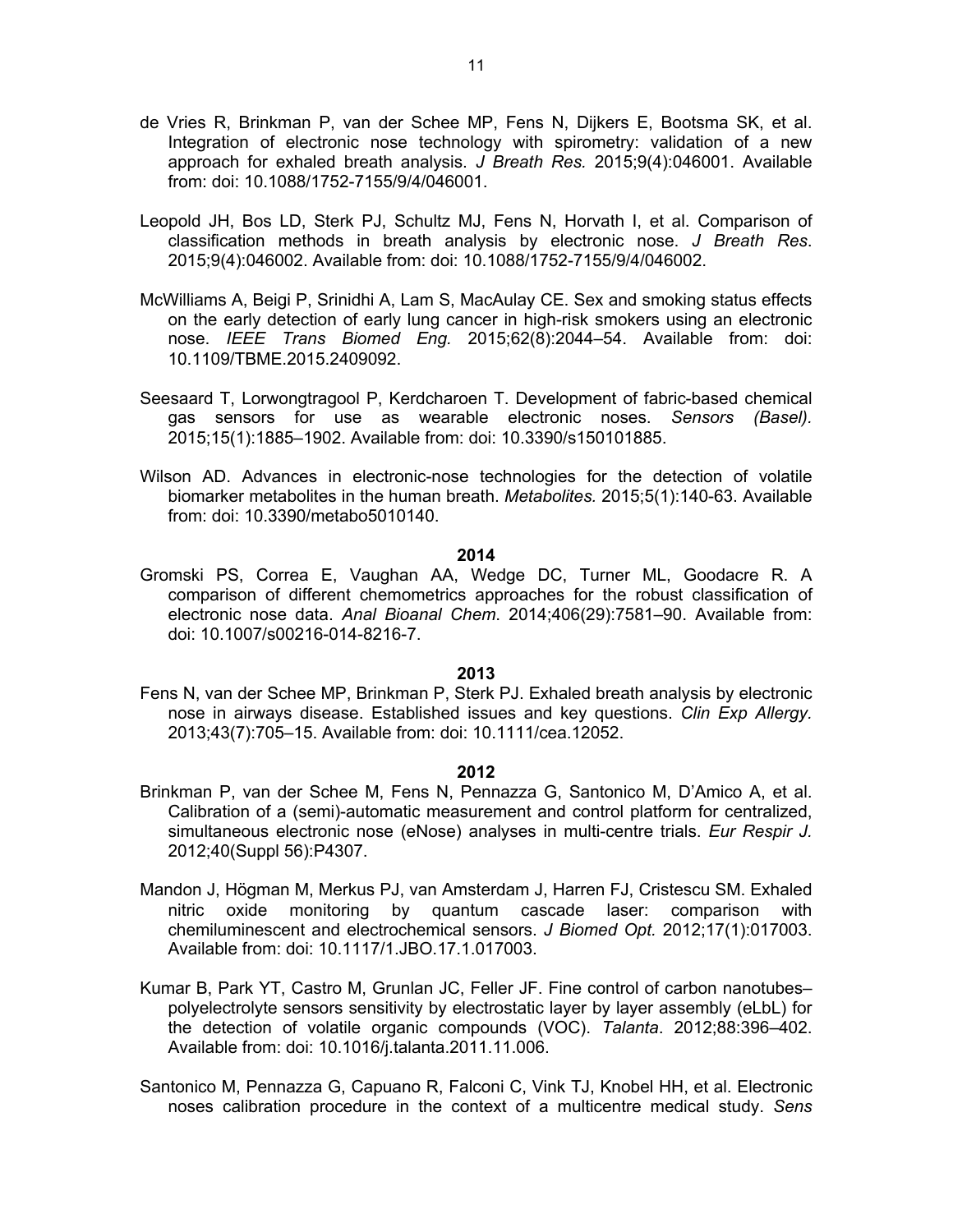de Vries R, Brinkman P, van der Schee MP, Fens N, Dijkers E, Bootsma SK, et al. Integration of electronic nose technology with spirometry: validation of a new approach for exhaled breath analysis. *J Breath Res.* 2015;9(4):046001. Available from: doi: 10.1088/1752-7155/9/4/046001.

Leopold JH, Bos LD, Sterk PJ, Schultz MJ, Fens N, Horvath I, et al. Comparison of classification methods in breath analysis by electronic nose. *J Breath Res*. 2015;9(4):046002. Available from: doi: 10.1088/1752-7155/9/4/046002.

McWilliams A, Beigi P, Srinidhi A, Lam S, MacAulay CE. Sex and smoking status effects on the early detection of early lung cancer in high-risk smokers using an electronic nose. *IEEE Trans Biomed Eng.* 2015;62(8):2044–54. Available from: doi: 10.1109/TBME.2015.2409092.

Seesaard T, Lorwongtragool P, Kerdcharoen T. Development of fabric-based chemical gas sensors for use as wearable electronic noses. *Sensors (Basel).* 2015;15(1):1885–1902. Available from: doi: 10.3390/s150101885.

Wilson AD. Advances in electronic-nose technologies for the detection of volatile biomarker metabolites in the human breath. *Metabolites.* 2015;5(1):140-63. Available from: doi: 10.3390/metabo5010140.

**2014**

Gromski PS, Correa E, Vaughan AA, Wedge DC, Turner ML, Goodacre R. A comparison of different chemometrics approaches for the robust classification of electronic nose data. *Anal Bioanal Chem*. 2014;406(29):7581–90. Available from: doi: 10.1007/s00216-014-8216-7.

**2013**

Fens N, van der Schee MP, Brinkman P, Sterk PJ. Exhaled breath analysis by electronic nose in airways disease. Established issues and key questions. *Clin Exp Allergy.* 2013;43(7):705–15. Available from: doi: 10.1111/cea.12052.

**2012**

Brinkman P, van der Schee M, Fens N, Pennazza G, Santonico M, D'Amico A, et al. Calibration of a (semi)-automatic measurement and control platform for centralized, simultaneous electronic nose (eNose) analyses in multi-centre trials. *Eur Respir J.* 2012;40(Suppl 56):P4307.

Mandon J, Högman M, Merkus PJ, van Amsterdam J, Harren FJ, Cristescu SM. Exhaled nitric oxide monitoring by quantum cascade laser: comparison with chemiluminescent and electrochemical sensors. *J Biomed Opt.* 2012;17(1):017003. Available from: doi: 10.1117/1.JBO.17.1.017003.

Kumar B, Park YT, Castro M, Grunlan JC, Feller JF. Fine control of carbon nanotubes–polyelectrolyte sensors sensitivity by electrostatic layer by layer assembly (eLbL) for the detection of volatile organic compounds (VOC). *Talanta*. 2012;88:396–402. Available from: doi: 10.1016/j.talanta.2011.11.006.

Santonico M, Pennazza G, Capuano R, Falconi C, Vink TJ, Knobel HH, et al. Electronic noses calibration procedure in the context of a multicentre medical study. *Sens*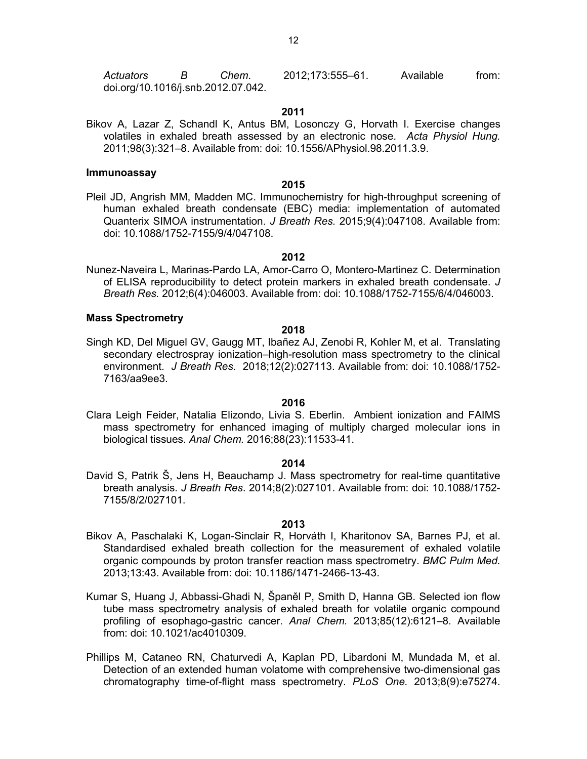*Actuators B Chem*. 2012;173:555–61. Available from: doi.org/10.1016/j.snb.2012.07.042.

**2011**

Bikov A, Lazar Z, Schandl K, Antus BM, Losonczy G, Horvath I. Exercise changes volatiles in exhaled breath assessed by an electronic nose. *Acta Physiol Hung.* 2011;98(3):321–8. Available from: doi: 10.1556/APhysiol.98.2011.3.9.

**Immunoassay**

**2015**

Pleil JD, Angrish MM, Madden MC. Immunochemistry for high-throughput screening of human exhaled breath condensate (EBC) media: implementation of automated Quanterix SIMOA instrumentation. *J Breath Res.* 2015;9(4):047108. Available from: doi: 10.1088/1752-7155/9/4/047108.

**2012**

Nunez-Naveira L, Marinas-Pardo LA, Amor-Carro O, Montero-Martinez C. Determination of ELISA reproducibility to detect protein markers in exhaled breath condensate. *J Breath Res.* 2012;6(4):046003. Available from: doi: 10.1088/1752-7155/6/4/046003.

**Mass Spectrometry**

**2018**

Singh KD, Del Miguel GV, Gaugg MT, Ibañez AJ, Zenobi R, Kohler M, et al. Translating secondary electrospray ionization–high-resolution mass spectrometry to the clinical environment. *J Breath Res.* 2018;12(2):027113. Available from: doi: 10.1088/1752-7163/aa9ee3.

**2016**

Clara Leigh Feider, Natalia Elizondo, Livia S. Eberlin. Ambient ionization and FAIMS mass spectrometry for enhanced imaging of multiply charged molecular ions in biological tissues. *Anal Chem.* 2016;88(23):11533-41.

**2014**

David S, Patrik Š, Jens H, Beauchamp J. Mass spectrometry for real-time quantitative breath analysis. *J Breath Res*. 2014;8(2):027101. Available from: doi: 10.1088/1752-7155/8/2/027101.

**2013**

Bikov A, Paschalaki K, Logan-Sinclair R, Horváth I, Kharitonov SA, Barnes PJ, et al. Standardised exhaled breath collection for the measurement of exhaled volatile organic compounds by proton transfer reaction mass spectrometry. *BMC Pulm Med.* 2013;13:43. Available from: doi: 10.1186/1471-2466-13-43.

Kumar S, Huang J, Abbassi-Ghadi N, Španěl P, Smith D, Hanna GB. Selected ion flow tube mass spectrometry analysis of exhaled breath for volatile organic compound profiling of esophago-gastric cancer. *Anal Chem.* 2013;85(12):6121–8. Available from: doi: 10.1021/ac4010309.

Phillips M, Cataneo RN, Chaturvedi A, Kaplan PD, Libardoni M, Mundada M, et al. Detection of an extended human volatome with comprehensive two-dimensional gas chromatography time-of-flight mass spectrometry. *PLoS One.* 2013;8(9):e75274.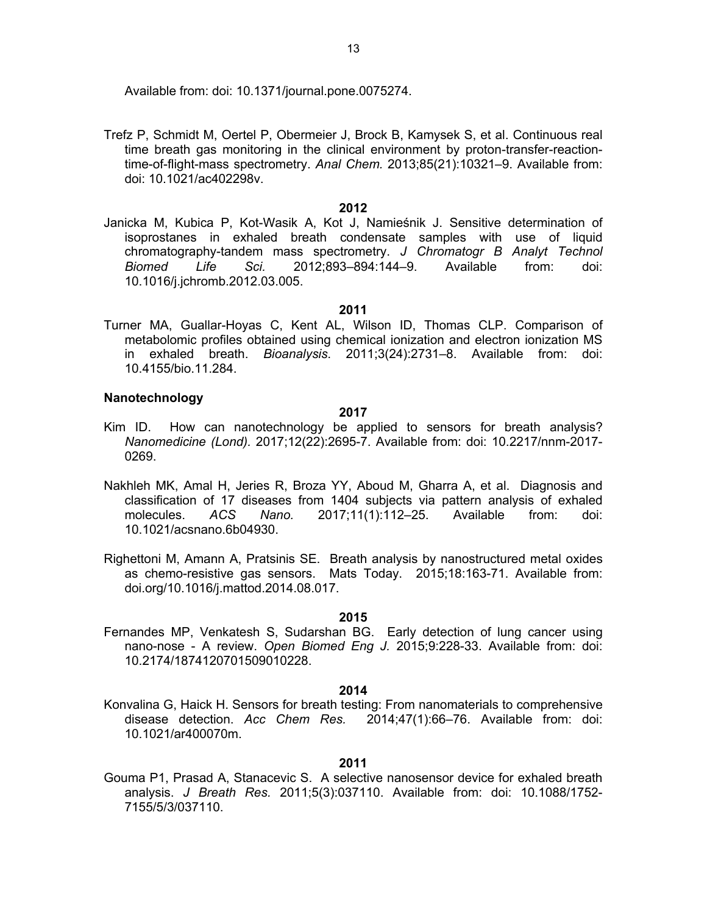Available from: doi: 10.1371/journal.pone.0075274.

Trefz P, Schmidt M, Oertel P, Obermeier J, Brock B, Kamysek S, et al. Continuous real time breath gas monitoring in the clinical environment by proton-transfer-reaction-time-of-flight-mass spectrometry. *Anal Chem.* 2013;85(21):10321–9. Available from: doi: 10.1021/ac402298v.

**2012**

Janicka M, Kubica P, Kot-Wasik A, Kot J, Namieśnik J. Sensitive determination of isoprostanes in exhaled breath condensate samples with use of liquid chromatography-tandem mass spectrometry. *J Chromatogr B Analyt Technol Biomed Life Sci.* 2012;893–894:144–9. Available from: doi: 10.1016/j.jchromb.2012.03.005.

**2011**

Turner MA, Guallar-Hoyas C, Kent AL, Wilson ID, Thomas CLP. Comparison of metabolomic profiles obtained using chemical ionization and electron ionization MS in exhaled breath. *Bioanalysis*. 2011;3(24):2731–8. Available from: doi: 10.4155/bio.11.284.

**Nanotechnology**

**2017**

Kim ID. How can nanotechnology be applied to sensors for breath analysis? *Nanomedicine (Lond).* 2017;12(22):2695-7. Available from: doi: 10.2217/nnm-2017-0269.

Nakhleh MK, Amal H, Jeries R, Broza YY, Aboud M, Gharra A, et al. Diagnosis and classification of 17 diseases from 1404 subjects via pattern analysis of exhaled molecules. *ACS Nano.* 2017;11(1):112–25. Available from: doi: 10.1021/acsnano.6b04930.

Righettoni M, Amann A, Pratsinis SE. Breath analysis by nanostructured metal oxides as chemo-resistive gas sensors. Mats Today. 2015;18:163-71. Available from: doi.org/10.1016/j.mattod.2014.08.017.

**2015**

Fernandes MP, Venkatesh S, Sudarshan BG. Early detection of lung cancer using nano-nose - A review. *Open Biomed Eng J.* 2015;9:228-33. Available from: doi: 10.2174/1874120701509010228.

**2014**

Konvalina G, Haick H. Sensors for breath testing: From nanomaterials to comprehensive disease detection. *Acc Chem Res.* 2014;47(1):66–76. Available from: doi: 10.1021/ar400070m.

**2011**

Gouma P1, Prasad A, Stanacevic S. A selective nanosensor device for exhaled breath analysis. *J Breath Res.* 2011;5(3):037110. Available from: doi: 10.1088/1752-7155/5/3/037110.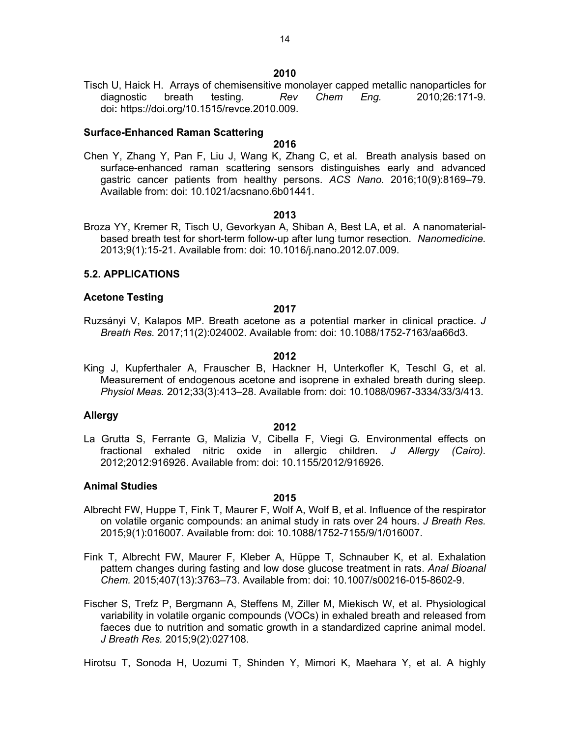**2010**

Tisch U, Haick H. Arrays of chemisensitive monolayer capped metallic nanoparticles for diagnostic breath testing. *Rev Chem Eng.* 2010;26:171-9. doi**:** https://doi.org/10.1515/revce.2010.009.

### Surface-Enhanced Raman Scattering

**2016**

Chen Y, Zhang Y, Pan F, Liu J, Wang K, Zhang C, et al. Breath analysis based on surface-enhanced raman scattering sensors distinguishes early and advanced gastric cancer patients from healthy persons. *ACS Nano*. 2016;10(9):8169–79. Available from: doi: 10.1021/acsnano.6b01441.

**2013**

Broza YY, Kremer R, Tisch U, Gevorkyan A, Shiban A, Best LA, et al. A nanomaterial-based breath test for short-term follow-up after lung tumor resection. *Nanomedicine.* 2013;9(1):15-21. Available from: doi: 10.1016/j.nano.2012.07.009.

## 5.2. APPLICATIONS

### Acetone Testing

**2017**

Ruzsányi V, Kalapos MP. Breath acetone as a potential marker in clinical practice. *J Breath Res.* 2017;11(2):024002. Available from: doi: 10.1088/1752-7163/aa66d3.

**2012**

King J, Kupferthaler A, Frauscher B, Hackner H, Unterkofler K, Teschl G, et al. Measurement of endogenous acetone and isoprene in exhaled breath during sleep. *Physiol Meas.* 2012;33(3):413–28. Available from: doi: 10.1088/0967-3334/33/3/413.

### Allergy

**2012**

La Grutta S, Ferrante G, Malizia V, Cibella F, Viegi G. Environmental effects on fractional exhaled nitric oxide in allergic children. *J Allergy (Cairo).* 2012;2012:916926. Available from: doi: 10.1155/2012/916926.

### Animal Studies

**2015**

Albrecht FW, Huppe T, Fink T, Maurer F, Wolf A, Wolf B, et al. Influence of the respirator on volatile organic compounds: an animal study in rats over 24 hours. *J Breath Res.* 2015;9(1):016007. Available from: doi: 10.1088/1752-7155/9/1/016007.

Fink T, Albrecht FW, Maurer F, Kleber A, Hüppe T, Schnauber K, et al. Exhalation pattern changes during fasting and low dose glucose treatment in rats. *Anal Bioanal Chem.* 2015;407(13):3763–73. Available from: doi: 10.1007/s00216-015-8602-9.

Fischer S, Trefz P, Bergmann A, Steffens M, Ziller M, Miekisch W, et al. Physiological variability in volatile organic compounds (VOCs) in exhaled breath and released from faeces due to nutrition and somatic growth in a standardized caprine animal model. *J Breath Res.* 2015;9(2):027108.

Hirotsu T, Sonoda H, Uozumi T, Shinden Y, Mimori K, Maehara Y, et al. A highly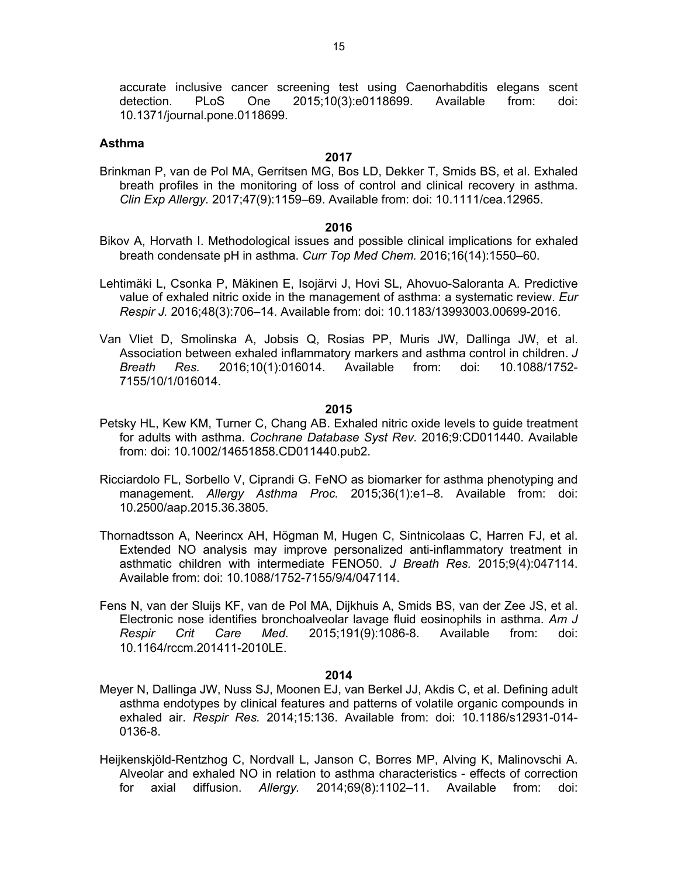accurate inclusive cancer screening test using Caenorhabditis elegans scent detection. PLoS One 2015;10(3):e0118699. Available from: doi: 10.1371/journal.pone.0118699.

**Asthma**

**2017**

Brinkman P, van de Pol MA, Gerritsen MG, Bos LD, Dekker T, Smids BS, et al. Exhaled breath profiles in the monitoring of loss of control and clinical recovery in asthma. *Clin Exp Allergy.* 2017;47(9):1159–69. Available from: doi: 10.1111/cea.12965.

**2016**

Bikov A, Horvath I. Methodological issues and possible clinical implications for exhaled breath condensate pH in asthma. *Curr Top Med Chem.* 2016;16(14):1550–60.

Lehtimäki L, Csonka P, Mäkinen E, Isojärvi J, Hovi SL, Ahovuo-Saloranta A. Predictive value of exhaled nitric oxide in the management of asthma: a systematic review. *Eur Respir J.* 2016;48(3):706–14. Available from: doi: 10.1183/13993003.00699-2016.

Van Vliet D, Smolinska A, Jobsis Q, Rosias PP, Muris JW, Dallinga JW, et al. Association between exhaled inflammatory markers and asthma control in children. *J Breath Res.* 2016;10(1):016014. Available from: doi: 10.1088/1752-7155/10/1/016014.

**2015**

Petsky HL, Kew KM, Turner C, Chang AB. Exhaled nitric oxide levels to guide treatment for adults with asthma. *Cochrane Database Syst Rev.* 2016;9:CD011440. Available from: doi: 10.1002/14651858.CD011440.pub2.

Ricciardolo FL, Sorbello V, Ciprandi G. FeNO as biomarker for asthma phenotyping and management. *Allergy Asthma Proc.* 2015;36(1):e1–8. Available from: doi: 10.2500/aap.2015.36.3805.

Thornadtsson A, Neerincx AH, Högman M, Hugen C, Sintnicolaas C, Harren FJ, et al. Extended NO analysis may improve personalized anti-inflammatory treatment in asthmatic children with intermediate FENO50. *J Breath Res.* 2015;9(4):047114. Available from: doi: 10.1088/1752-7155/9/4/047114.

Fens N, van der Sluijs KF, van de Pol MA, Dijkhuis A, Smids BS, van der Zee JS, et al. Electronic nose identifies bronchoalveolar lavage fluid eosinophils in asthma. *Am J Respir Crit Care Med.* 2015;191(9):1086-8. Available from: doi: 10.1164/rccm.201411-2010LE.

**2014**

Meyer N, Dallinga JW, Nuss SJ, Moonen EJ, van Berkel JJ, Akdis C, et al. Defining adult asthma endotypes by clinical features and patterns of volatile organic compounds in exhaled air. *Respir Res.* 2014;15:136. Available from: doi: 10.1186/s12931-014-0136-8.

Heijkenskjöld-Rentzhog C, Nordvall L, Janson C, Borres MP, Alving K, Malinovschi A. Alveolar and exhaled NO in relation to asthma characteristics - effects of correction for axial diffusion. *Allergy*. 2014;69(8):1102–11. Available from: doi: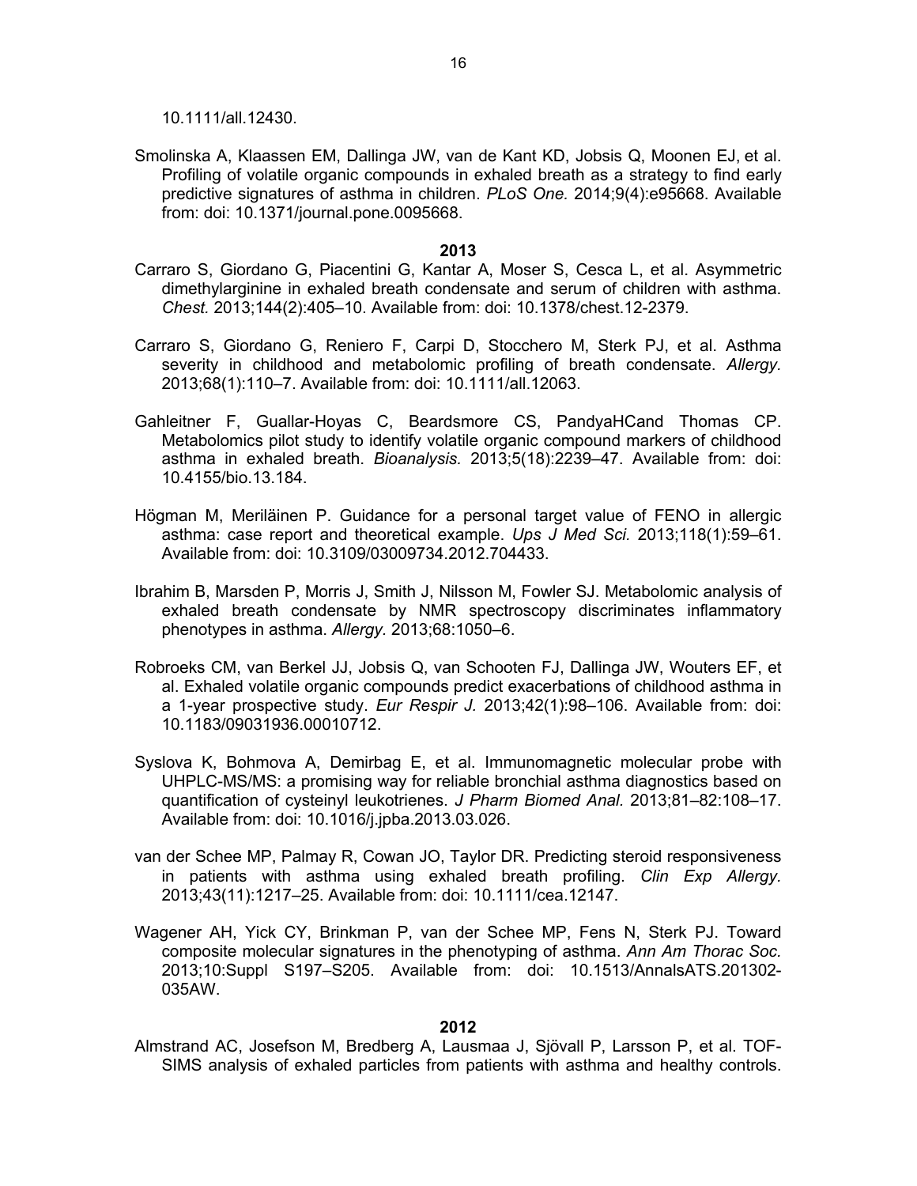10.1111/all.12430.

Smolinska A, Klaassen EM, Dallinga JW, van de Kant KD, Jobsis Q, Moonen EJ, et al. Profiling of volatile organic compounds in exhaled breath as a strategy to find early predictive signatures of asthma in children. *PLoS One.* 2014;9(4):e95668. Available from: doi: 10.1371/journal.pone.0095668.

**2013**

Carraro S, Giordano G, Piacentini G, Kantar A, Moser S, Cesca L, et al. Asymmetric dimethylarginine in exhaled breath condensate and serum of children with asthma. *Chest.* 2013;144(2):405–10. Available from: doi: 10.1378/chest.12-2379.

Carraro S, Giordano G, Reniero F, Carpi D, Stocchero M, Sterk PJ, et al. Asthma severity in childhood and metabolomic profiling of breath condensate. *Allergy.* 2013;68(1):110–7. Available from: doi: 10.1111/all.12063.

Gahleitner F, Guallar-Hoyas C, Beardsmore CS, PandyaHCand Thomas CP. Metabolomics pilot study to identify volatile organic compound markers of childhood asthma in exhaled breath. *Bioanalysis.* 2013;5(18):2239–47. Available from: doi: 10.4155/bio.13.184.

Högman M, Meriläinen P. Guidance for a personal target value of FENO in allergic asthma: case report and theoretical example. *Ups J Med Sci.* 2013;118(1):59–61. Available from: doi: 10.3109/03009734.2012.704433.

Ibrahim B, Marsden P, Morris J, Smith J, Nilsson M, Fowler SJ. Metabolomic analysis of exhaled breath condensate by NMR spectroscopy discriminates inflammatory phenotypes in asthma. *Allergy.* 2013;68:1050–6.

Robroeks CM, van Berkel JJ, Jobsis Q, van Schooten FJ, Dallinga JW, Wouters EF, et al. Exhaled volatile organic compounds predict exacerbations of childhood asthma in a 1-year prospective study. *Eur Respir J.* 2013;42(1):98–106. Available from: doi: 10.1183/09031936.00010712.

Syslova K, Bohmova A, Demirbag E, et al. Immunomagnetic molecular probe with UHPLC-MS/MS: a promising way for reliable bronchial asthma diagnostics based on quantification of cysteinyl leukotrienes. *J Pharm Biomed Anal.* 2013;81–82:108–17. Available from: doi: 10.1016/j.jpba.2013.03.026.

van der Schee MP, Palmay R, Cowan JO, Taylor DR. Predicting steroid responsiveness in patients with asthma using exhaled breath profiling. *Clin Exp Allergy.* 2013;43(11):1217–25. Available from: doi: 10.1111/cea.12147.

Wagener AH, Yick CY, Brinkman P, van der Schee MP, Fens N, Sterk PJ. Toward composite molecular signatures in the phenotyping of asthma. *Ann Am Thorac Soc.* 2013;10:Suppl S197–S205. Available from: doi: 10.1513/AnnalsATS.201302-035AW.

**2012**

Almstrand AC, Josefson M, Bredberg A, Lausmaa J, Sjövall P, Larsson P, et al. TOF-SIMS analysis of exhaled particles from patients with asthma and healthy controls.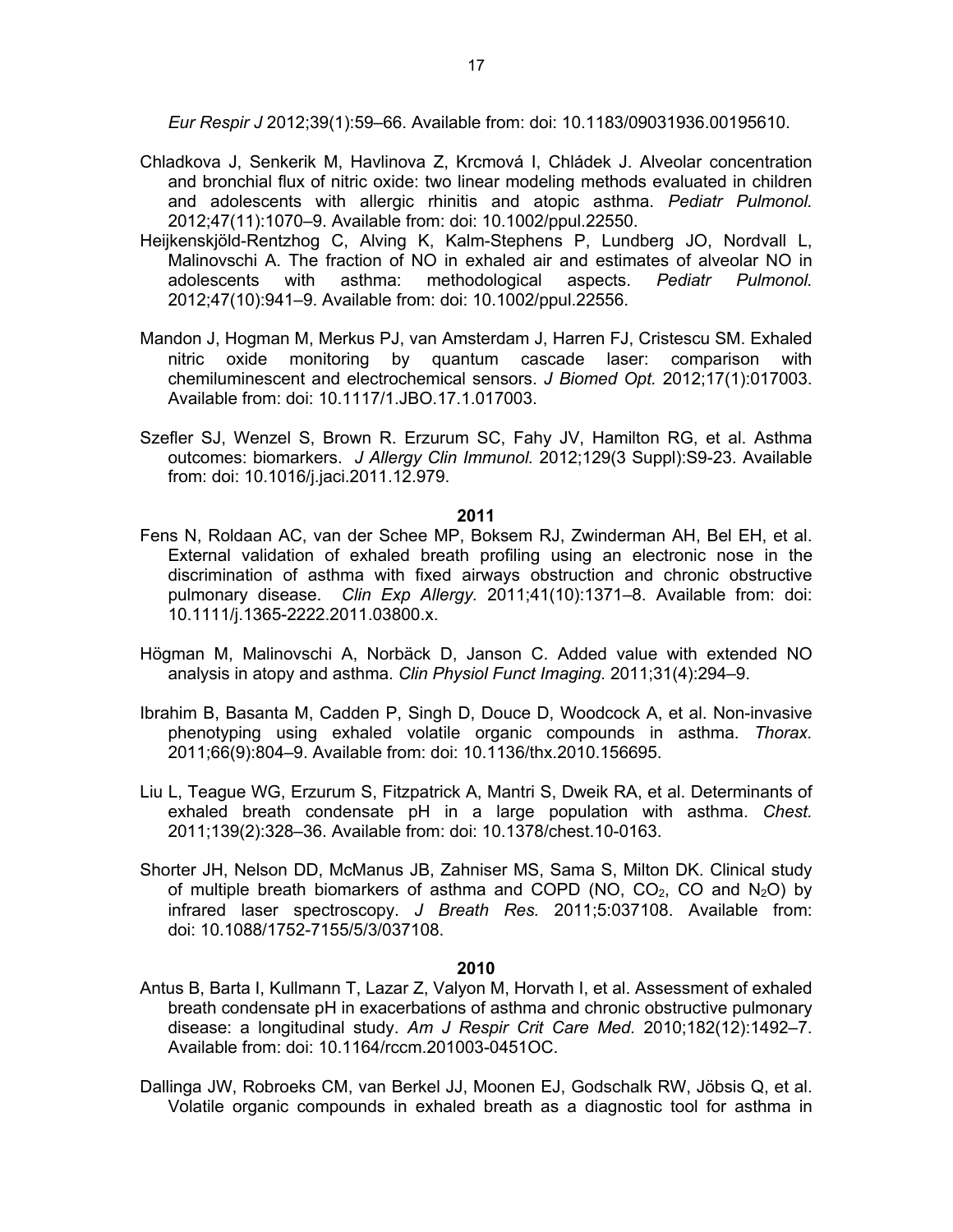*Eur Respir J* 2012;39(1):59–66. Available from: doi: 10.1183/09031936.00195610.

Chladkova J, Senkerik M, Havlinova Z, Krcmová I, Chládek J. Alveolar concentration and bronchial flux of nitric oxide: two linear modeling methods evaluated in children and adolescents with allergic rhinitis and atopic asthma. *Pediatr Pulmonol.* 2012;47(11):1070–9. Available from: doi: 10.1002/ppul.22550.

Heijkenskjöld-Rentzhog C, Alving K, Kalm-Stephens P, Lundberg JO, Nordvall L, Malinovschi A. The fraction of NO in exhaled air and estimates of alveolar NO in adolescents with asthma: methodological aspects. *Pediatr Pulmonol.* 2012;47(10):941–9. Available from: doi: 10.1002/ppul.22556.

Mandon J, Hogman M, Merkus PJ, van Amsterdam J, Harren FJ, Cristescu SM. Exhaled nitric oxide monitoring by quantum cascade laser: comparison with chemiluminescent and electrochemical sensors. *J Biomed Opt.* 2012;17(1):017003. Available from: doi: 10.1117/1.JBO.17.1.017003.

Szefler SJ, Wenzel S, Brown R. Erzurum SC, Fahy JV, Hamilton RG, et al. Asthma outcomes: biomarkers. *J Allergy Clin Immunol.* 2012;129(3 Suppl):S9-23. Available from: doi: 10.1016/j.jaci.2011.12.979.

**2011**

Fens N, Roldaan AC, van der Schee MP, Boksem RJ, Zwinderman AH, Bel EH, et al. External validation of exhaled breath profiling using an electronic nose in the discrimination of asthma with fixed airways obstruction and chronic obstructive pulmonary disease. *Clin Exp Allergy.* 2011;41(10):1371–8. Available from: doi: 10.1111/j.1365-2222.2011.03800.x.

Högman M, Malinovschi A, Norbäck D, Janson C. Added value with extended NO analysis in atopy and asthma. *Clin Physiol Funct Imaging.* 2011;31(4):294–9.

Ibrahim B, Basanta M, Cadden P, Singh D, Douce D, Woodcock A, et al. Non-invasive phenotyping using exhaled volatile organic compounds in asthma. *Thorax.* 2011;66(9):804–9. Available from: doi: 10.1136/thx.2010.156695.

Liu L, Teague WG, Erzurum S, Fitzpatrick A, Mantri S, Dweik RA, et al. Determinants of exhaled breath condensate pH in a large population with asthma. *Chest.* 2011;139(2):328–36. Available from: doi: 10.1378/chest.10-0163.

Shorter JH, Nelson DD, McManus JB, Zahniser MS, Sama S, Milton DK. Clinical study of multiple breath biomarkers of asthma and COPD (NO, $CO_2$, CO and $N_2O$) by infrared laser spectroscopy. *J Breath Res.* 2011;5:037108. Available from: doi: 10.1088/1752-7155/5/3/037108.

**2010**

Antus B, Barta I, Kullmann T, Lazar Z, Valyon M, Horvath I, et al. Assessment of exhaled breath condensate pH in exacerbations of asthma and chronic obstructive pulmonary disease: a longitudinal study. *Am J Respir Crit Care Med.* 2010;182(12):1492–7. Available from: doi: 10.1164/rccm.201003-0451OC.

Dallinga JW, Robroeks CM, van Berkel JJ, Moonen EJ, Godschalk RW, Jöbsis Q, et al. Volatile organic compounds in exhaled breath as a diagnostic tool for asthma in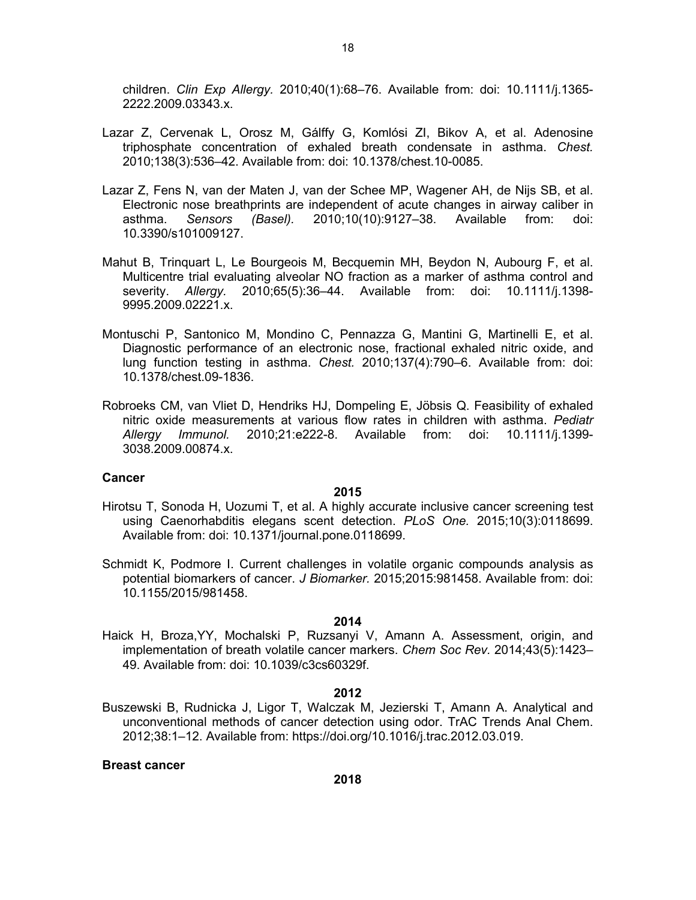children. *Clin Exp Allergy.* 2010;40(1):68–76. Available from: doi: 10.1111/j.1365-2222.2009.03343.x.

Lazar Z, Cervenak L, Orosz M, Gálffy G, Komlósi ZI, Bikov A, et al. Adenosine triphosphate concentration of exhaled breath condensate in asthma. *Chest.* 2010;138(3):536–42. Available from: doi: 10.1378/chest.10-0085.

Lazar Z, Fens N, van der Maten J, van der Schee MP, Wagener AH, de Nijs SB, et al. Electronic nose breathprints are independent of acute changes in airway caliber in asthma. *Sensors (Basel).* 2010;10(10):9127–38. Available from: doi: 10.3390/s101009127.

Mahut B, Trinquart L, Le Bourgeois M, Becquemin MH, Beydon N, Aubourg F, et al. Multicentre trial evaluating alveolar NO fraction as a marker of asthma control and severity. *Allergy.* 2010;65(5):36–44. Available from: doi: 10.1111/j.1398-9995.2009.02221.x.

Montuschi P, Santonico M, Mondino C, Pennazza G, Mantini G, Martinelli E, et al. Diagnostic performance of an electronic nose, fractional exhaled nitric oxide, and lung function testing in asthma. *Chest.* 2010;137(4):790–6. Available from: doi: 10.1378/chest.09-1836.

Robroeks CM, van Vliet D, Hendriks HJ, Dompeling E, Jöbsis Q. Feasibility of exhaled nitric oxide measurements at various flow rates in children with asthma. *Pediatr Allergy Immunol.* 2010;21:e222-8. Available from: doi: 10.1111/j.1399-3038.2009.00874.x.

**Cancer**

**2015**

Hirotsu T, Sonoda H, Uozumi T, et al. A highly accurate inclusive cancer screening test using Caenorhabditis elegans scent detection. *PLoS One.* 2015;10(3):0118699. Available from: doi: 10.1371/journal.pone.0118699.

Schmidt K, Podmore I. Current challenges in volatile organic compounds analysis as potential biomarkers of cancer. *J Biomarker.* 2015;2015:981458. Available from: doi: 10.1155/2015/981458.

**2014**

Haick H, Broza,YY, Mochalski P, Ruzsanyi V, Amann A. Assessment, origin, and implementation of breath volatile cancer markers. *Chem Soc Rev.* 2014;43(5):1423–49. Available from: doi: 10.1039/c3cs60329f.

**2012**

Buszewski B, Rudnicka J, Ligor T, Walczak M, Jezierski T, Amann A. Analytical and unconventional methods of cancer detection using odor. TrAC Trends Anal Chem. 2012;38:1–12. Available from: https://doi.org/10.1016/j.trac.2012.03.019.

**Breast cancer**

**2018**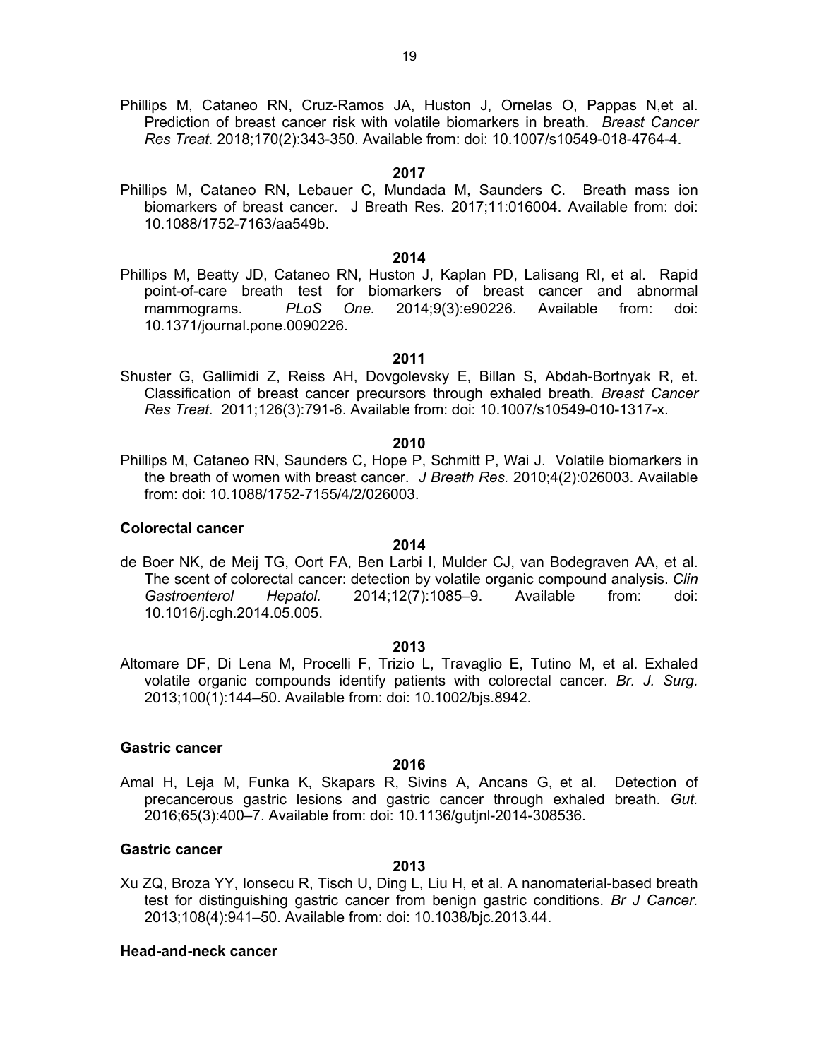Phillips M, Cataneo RN, Cruz-Ramos JA, Huston J, Ornelas O, Pappas N,et al. Prediction of breast cancer risk with volatile biomarkers in breath. *Breast Cancer Res Treat*. 2018;170(2):343-350. Available from: doi: 10.1007/s10549-018-4764-4.

**2017**

Phillips M, Cataneo RN, Lebauer C, Mundada M, Saunders C. Breath mass ion biomarkers of breast cancer. J Breath Res. 2017;11:016004. Available from: doi: 10.1088/1752-7163/aa549b.

**2014**

Phillips M, Beatty JD, Cataneo RN, Huston J, Kaplan PD, Lalisang RI, et al. Rapid point-of-care breath test for biomarkers of breast cancer and abnormal mammograms. *PLoS One.* 2014;9(3):e90226. Available from: doi: 10.1371/journal.pone.0090226.

**2011**

Shuster G, Gallimidi Z, Reiss AH, Dovgolevsky E, Billan S, Abdah-Bortnyak R, et. Classification of breast cancer precursors through exhaled breath. *Breast Cancer Res Treat*. 2011;126(3):791-6. Available from: doi: 10.1007/s10549-010-1317-x.

**2010**

Phillips M, Cataneo RN, Saunders C, Hope P, Schmitt P, Wai J. Volatile biomarkers in the breath of women with breast cancer. *J Breath Res.* 2010;4(2):026003. Available from: doi: 10.1088/1752-7155/4/2/026003.

**Colorectal cancer**

**2014**

de Boer NK, de Meij TG, Oort FA, Ben Larbi I, Mulder CJ, van Bodegraven AA, et al. The scent of colorectal cancer: detection by volatile organic compound analysis. *Clin Gastroenterol Hepatol.* 2014;12(7):1085–9. Available from: doi: 10.1016/j.cgh.2014.05.005.

**2013**

Altomare DF, Di Lena M, Procelli F, Trizio L, Travaglio E, Tutino M, et al. Exhaled volatile organic compounds identify patients with colorectal cancer. *Br. J. Surg.* 2013;100(1):144–50. Available from: doi: 10.1002/bjs.8942.

**Gastric cancer**

**2016**

Amal H, Leja M, Funka K, Skapars R, Sivins A, Ancans G, et al. Detection of precancerous gastric lesions and gastric cancer through exhaled breath. *Gut.* 2016;65(3):400–7. Available from: doi: 10.1136/gutjnl-2014-308536.

**Gastric cancer**

**2013**

Xu ZQ, Broza YY, Ionsecu R, Tisch U, Ding L, Liu H, et al. A nanomaterial-based breath test for distinguishing gastric cancer from benign gastric conditions. *Br J Cancer.* 2013;108(4):941–50. Available from: doi: 10.1038/bjc.2013.44.

**Head-and-neck cancer**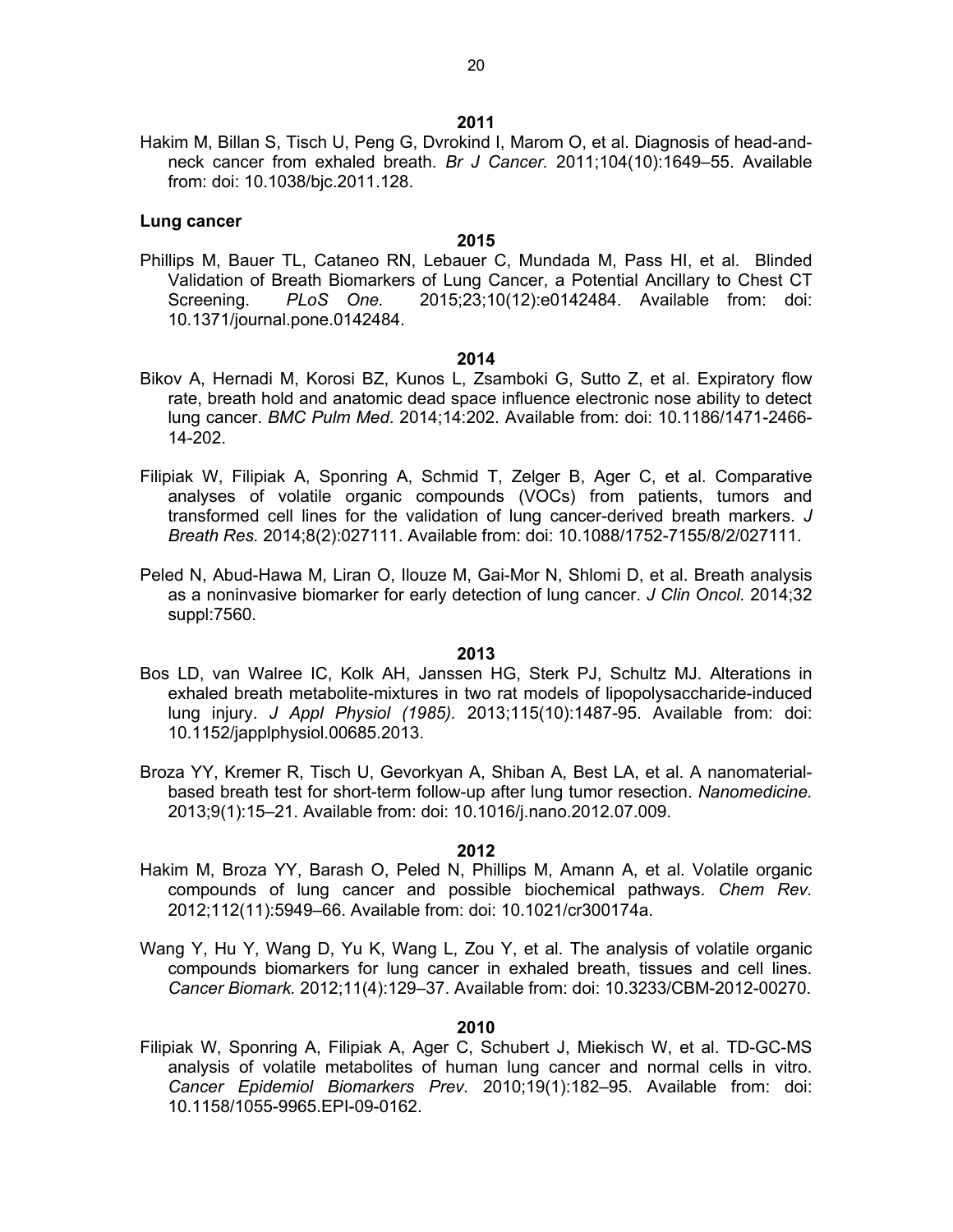**2011**

Hakim M, Billan S, Tisch U, Peng G, Dvrokind I, Marom O, et al. Diagnosis of head-and-neck cancer from exhaled breath. *Br J Cancer.* 2011;104(10):1649–55. Available from: doi: 10.1038/bjc.2011.128.

**Lung cancer**

**2015**

Phillips M, Bauer TL, Cataneo RN, Lebauer C, Mundada M, Pass HI, et al. Blinded Validation of Breath Biomarkers of Lung Cancer, a Potential Ancillary to Chest CT Screening. *PLoS One.* 2015;23;10(12):e0142484. Available from: doi: 10.1371/journal.pone.0142484.

**2014**

Bikov A, Hernadi M, Korosi BZ, Kunos L, Zsamboki G, Sutto Z, et al. Expiratory flow rate, breath hold and anatomic dead space influence electronic nose ability to detect lung cancer. *BMC Pulm Med.* 2014;14:202. Available from: doi: 10.1186/1471-2466-14-202.

Filipiak W, Filipiak A, Sponring A, Schmid T, Zelger B, Ager C, et al. Comparative analyses of volatile organic compounds (VOCs) from patients, tumors and transformed cell lines for the validation of lung cancer-derived breath markers. *J Breath Res.* 2014;8(2):027111. Available from: doi: 10.1088/1752-7155/8/2/027111.

Peled N, Abud-Hawa M, Liran O, Ilouze M, Gai-Mor N, Shlomi D, et al. Breath analysis as a noninvasive biomarker for early detection of lung cancer. *J Clin Oncol.* 2014;32 suppl:7560.

**2013**

Bos LD, van Walree IC, Kolk AH, Janssen HG, Sterk PJ, Schultz MJ. Alterations in exhaled breath metabolite-mixtures in two rat models of lipopolysaccharide-induced lung injury. *J Appl Physiol (1985).* 2013;115(10):1487-95. Available from: doi: 10.1152/japplphysiol.00685.2013.

Broza YY, Kremer R, Tisch U, Gevorkyan A, Shiban A, Best LA, et al. A nanomaterial-based breath test for short-term follow-up after lung tumor resection. *Nanomedicine.* 2013;9(1):15–21. Available from: doi: 10.1016/j.nano.2012.07.009.

**2012**

Hakim M, Broza YY, Barash O, Peled N, Phillips M, Amann A, et al. Volatile organic compounds of lung cancer and possible biochemical pathways. *Chem Rev.* 2012;112(11):5949–66. Available from: doi: 10.1021/cr300174a.

Wang Y, Hu Y, Wang D, Yu K, Wang L, Zou Y, et al. The analysis of volatile organic compounds biomarkers for lung cancer in exhaled breath, tissues and cell lines. *Cancer Biomark.* 2012;11(4):129–37. Available from: doi: 10.3233/CBM-2012-00270.

**2010**

Filipiak W, Sponring A, Filipiak A, Ager C, Schubert J, Miekisch W, et al. TD-GC-MS analysis of volatile metabolites of human lung cancer and normal cells in vitro. *Cancer Epidemiol Biomarkers Prev.* 2010;19(1):182–95. Available from: doi: 10.1158/1055-9965.EPI-09-0162.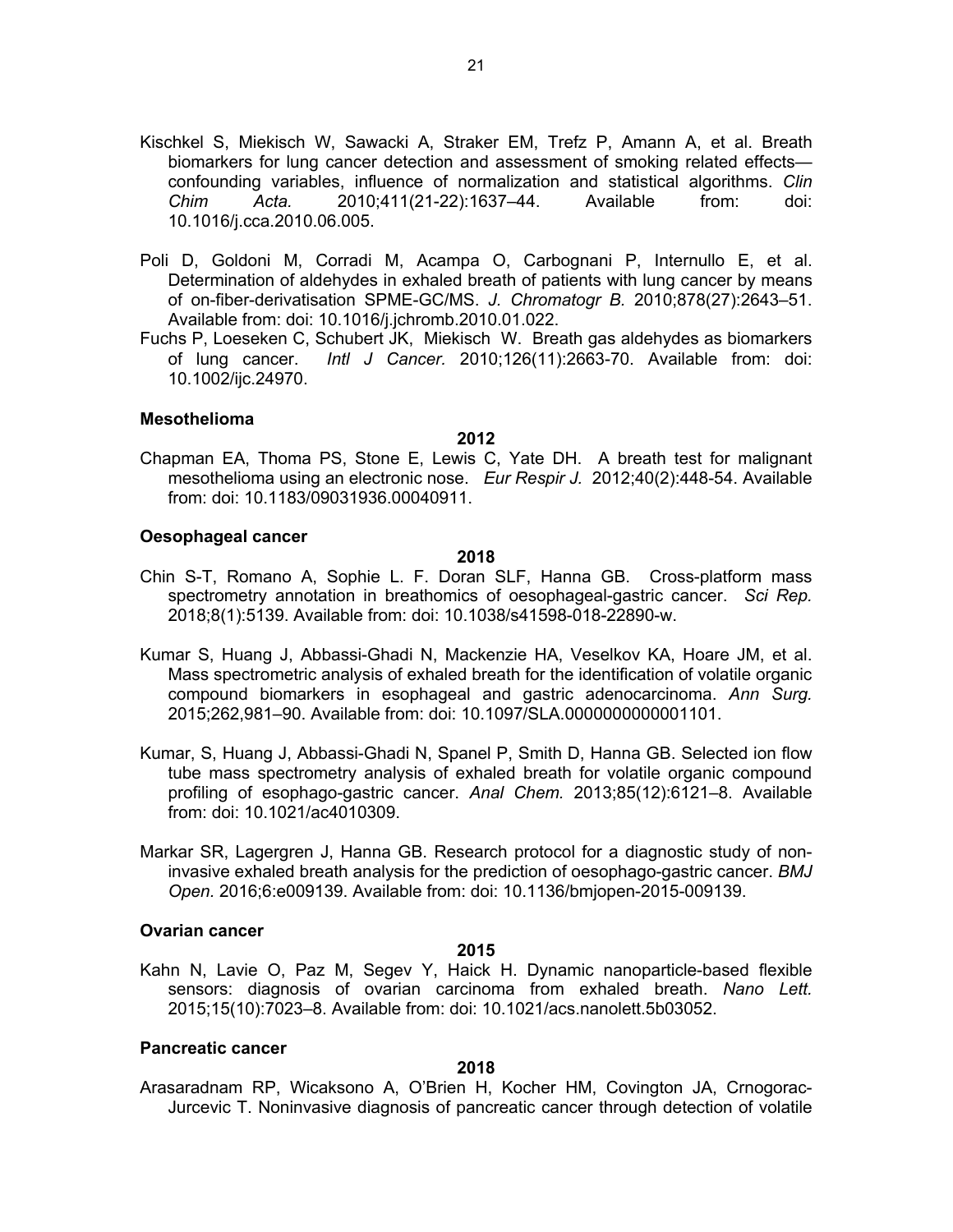Kischkel S, Miekisch W, Sawacki A, Straker EM, Trefz P, Amann A, et al. Breath biomarkers for lung cancer detection and assessment of smoking related effects—confounding variables, influence of normalization and statistical algorithms. *Clin Chim Acta.* 2010;411(21-22):1637–44. Available from: doi: 10.1016/j.cca.2010.06.005.

Poli D, Goldoni M, Corradi M, Acampa O, Carbognani P, Internullo E, et al. Determination of aldehydes in exhaled breath of patients with lung cancer by means of on-fiber-derivatisation SPME-GC/MS. *J. Chromatogr B.* 2010;878(27):2643–51. Available from: doi: 10.1016/j.jchromb.2010.01.022.

Fuchs P, Loeseken C, Schubert JK, Miekisch W. Breath gas aldehydes as biomarkers of lung cancer. *Intl J Cancer.* 2010;126(11):2663-70. Available from: doi: 10.1002/ijc.24970.

**Mesothelioma**

**2012**

Chapman EA, Thoma PS, Stone E, Lewis C, Yate DH. A breath test for malignant mesothelioma using an electronic nose. *Eur Respir J.* 2012;40(2):448-54. Available from: doi: 10.1183/09031936.00040911.

**Oesophageal cancer**

**2018**

Chin S-T, Romano A, Sophie L. F. Doran SLF, Hanna GB. Cross-platform mass spectrometry annotation in breathomics of oesophageal-gastric cancer. *Sci Rep.* 2018;8(1):5139. Available from: doi: 10.1038/s41598-018-22890-w.

Kumar S, Huang J, Abbassi-Ghadi N, Mackenzie HA, Veselkov KA, Hoare JM, et al. Mass spectrometric analysis of exhaled breath for the identification of volatile organic compound biomarkers in esophageal and gastric adenocarcinoma. *Ann Surg.* 2015;262,981–90. Available from: doi: 10.1097/SLA.0000000000001101.

Kumar, S, Huang J, Abbassi-Ghadi N, Spanel P, Smith D, Hanna GB. Selected ion flow tube mass spectrometry analysis of exhaled breath for volatile organic compound profiling of esophago-gastric cancer. *Anal Chem.* 2013;85(12):6121–8. Available from: doi: 10.1021/ac4010309.

Markar SR, Lagergren J, Hanna GB. Research protocol for a diagnostic study of non-invasive exhaled breath analysis for the prediction of oesophago-gastric cancer. *BMJ Open.* 2016;6:e009139. Available from: doi: 10.1136/bmjopen-2015-009139.

**Ovarian cancer**

**2015**

Kahn N, Lavie O, Paz M, Segev Y, Haick H. Dynamic nanoparticle-based flexible sensors: diagnosis of ovarian carcinoma from exhaled breath. *Nano Lett.* 2015;15(10):7023–8. Available from: doi: 10.1021/acs.nanolett.5b03052.

**Pancreatic cancer**

**2018**

Arasaradnam RP, Wicaksono A, O'Brien H, Kocher HM, Covington JA, Crnogorac-Jurcevic T. Noninvasive diagnosis of pancreatic cancer through detection of volatile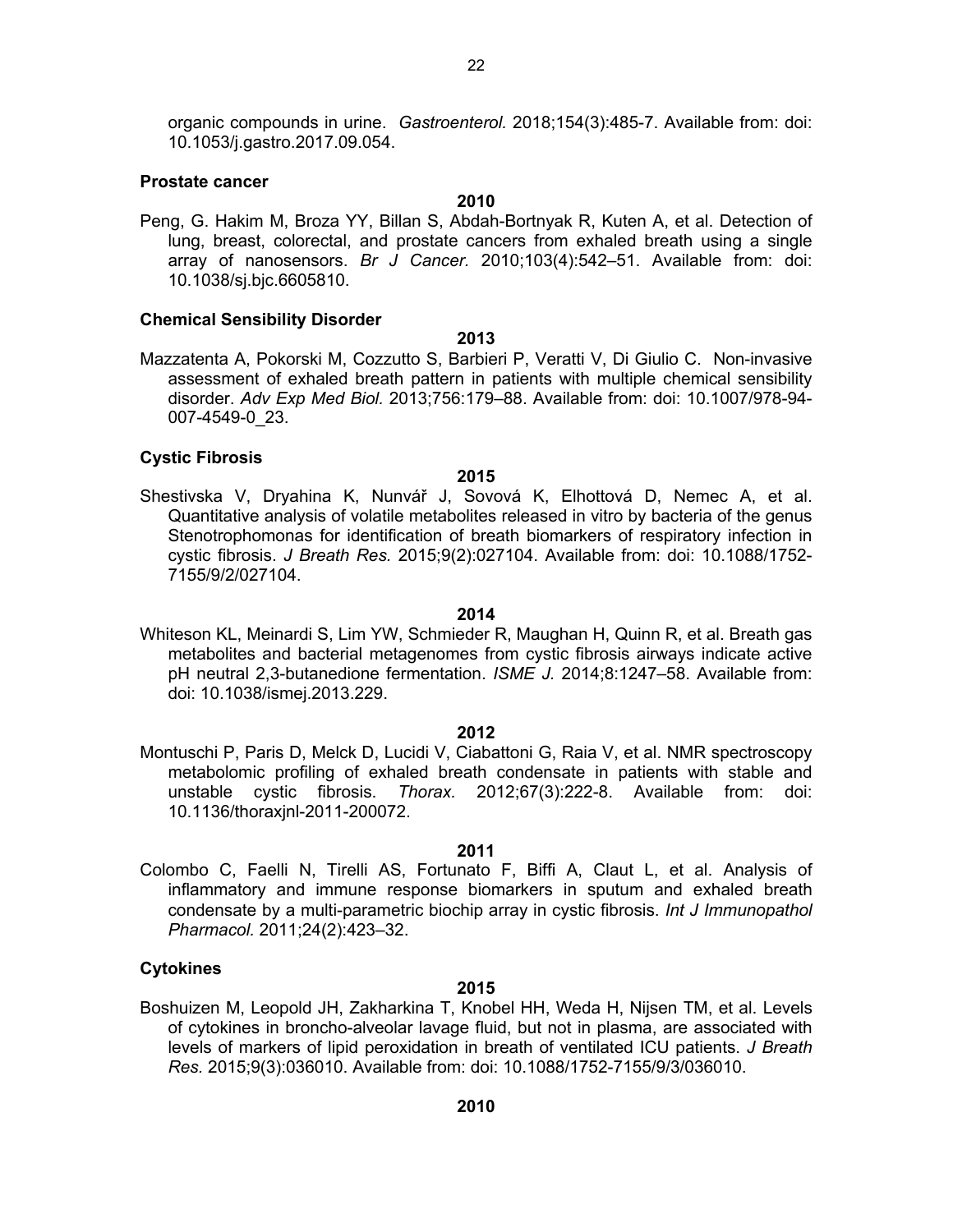organic compounds in urine. *Gastroenterol.* 2018;154(3):485-7. Available from: doi: 10.1053/j.gastro.2017.09.054.

**Prostate cancer**

**2010**

Peng, G. Hakim M, Broza YY, Billan S, Abdah-Bortnyak R, Kuten A, et al. Detection of lung, breast, colorectal, and prostate cancers from exhaled breath using a single array of nanosensors. *Br J Cancer.* 2010;103(4):542–51. Available from: doi: 10.1038/sj.bjc.6605810.

**Chemical Sensibility Disorder**

**2013**

Mazzatenta A, Pokorski M, Cozzutto S, Barbieri P, Veratti V, Di Giulio C. Non-invasive assessment of exhaled breath pattern in patients with multiple chemical sensibility disorder. *Adv Exp Med Biol.* 2013;756:179–88. Available from: doi: 10.1007/978-94-007-4549-0_23.

**Cystic Fibrosis**

**2015**

Shestivska V, Dryahina K, Nunvář J, Sovová K, Elhottová D, Nemec A, et al. Quantitative analysis of volatile metabolites released in vitro by bacteria of the genus Stenotrophomonas for identification of breath biomarkers of respiratory infection in cystic fibrosis. *J Breath Res.* 2015;9(2):027104. Available from: doi: 10.1088/1752-7155/9/2/027104.

**2014**

Whiteson KL, Meinardi S, Lim YW, Schmieder R, Maughan H, Quinn R, et al. Breath gas metabolites and bacterial metagenomes from cystic fibrosis airways indicate active pH neutral 2,3-butanedione fermentation. *ISME J.* 2014;8:1247–58. Available from: doi: 10.1038/ismej.2013.229.

**2012**

Montuschi P, Paris D, Melck D, Lucidi V, Ciabattoni G, Raia V, et al. NMR spectroscopy metabolomic profiling of exhaled breath condensate in patients with stable and unstable cystic fibrosis. *Thorax.* 2012;67(3):222-8. Available from: doi: 10.1136/thoraxjnl-2011-200072.

**2011**

Colombo C, Faelli N, Tirelli AS, Fortunato F, Biffi A, Claut L, et al. Analysis of inflammatory and immune response biomarkers in sputum and exhaled breath condensate by a multi-parametric biochip array in cystic fibrosis. *Int J Immunopathol Pharmacol.* 2011;24(2):423–32.

**Cytokines**

**2015**

Boshuizen M, Leopold JH, Zakharkina T, Knobel HH, Weda H, Nijsen TM, et al. Levels of cytokines in broncho-alveolar lavage fluid, but not in plasma, are associated with levels of markers of lipid peroxidation in breath of ventilated ICU patients. *J Breath Res.* 2015;9(3):036010. Available from: doi: 10.1088/1752-7155/9/3/036010.

**2010**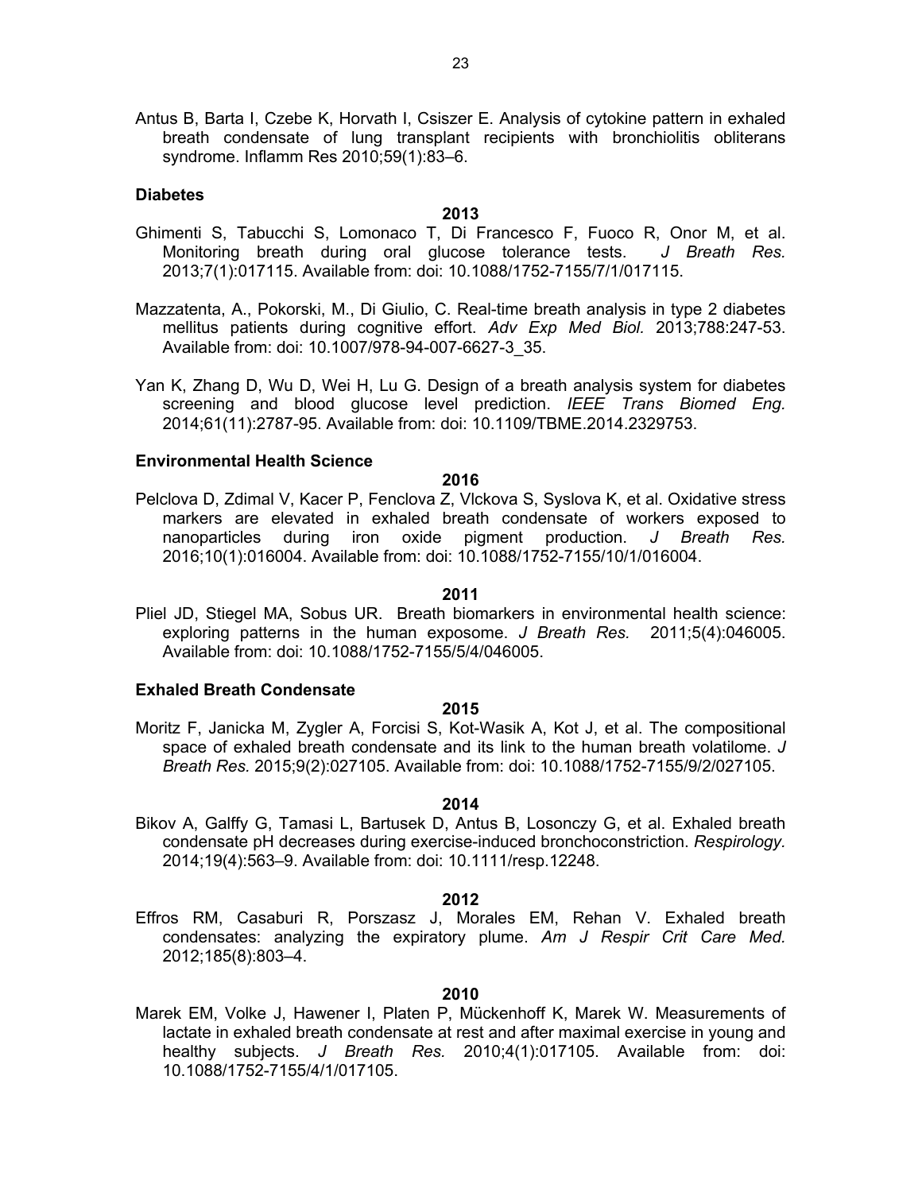Antus B, Barta I, Czebe K, Horvath I, Csiszer E. Analysis of cytokine pattern in exhaled breath condensate of lung transplant recipients with bronchiolitis obliterans syndrome. Inflamm Res 2010;59(1):83–6.

### Diabetes

**2013**

Ghimenti S, Tabucchi S, Lomonaco T, Di Francesco F, Fuoco R, Onor M, et al. Monitoring breath during oral glucose tolerance tests. *J Breath Res.* 2013;7(1):017115. Available from: doi: 10.1088/1752-7155/7/1/017115.

Mazzatenta, A., Pokorski, M., Di Giulio, C. Real-time breath analysis in type 2 diabetes mellitus patients during cognitive effort. *Adv Exp Med Biol.* 2013;788:247-53. Available from: doi: 10.1007/978-94-007-6627-3_35.

Yan K, Zhang D, Wu D, Wei H, Lu G. Design of a breath analysis system for diabetes screening and blood glucose level prediction. *IEEE Trans Biomed Eng.* 2014;61(11):2787-95. Available from: doi: 10.1109/TBME.2014.2329753.

### Environmental Health Science

**2016**

Pelclova D, Zdimal V, Kacer P, Fenclova Z, Vlckova S, Syslova K, et al. Oxidative stress markers are elevated in exhaled breath condensate of workers exposed to nanoparticles during iron oxide pigment production. *J Breath Res.* 2016;10(1):016004. Available from: doi: 10.1088/1752-7155/10/1/016004.

**2011**

Pliel JD, Stiegel MA, Sobus UR. Breath biomarkers in environmental health science: exploring patterns in the human exposome. *J Breath Res.* 2011;5(4):046005. Available from: doi: 10.1088/1752-7155/5/4/046005.

### Exhaled Breath Condensate

**2015**

Moritz F, Janicka M, Zygler A, Forcisi S, Kot-Wasik A, Kot J, et al. The compositional space of exhaled breath condensate and its link to the human breath volatilome. *J Breath Res.* 2015;9(2):027105. Available from: doi: 10.1088/1752-7155/9/2/027105.

**2014**

Bikov A, Galffy G, Tamasi L, Bartusek D, Antus B, Losonczy G, et al. Exhaled breath condensate pH decreases during exercise-induced bronchoconstriction. *Respirology.* 2014;19(4):563–9. Available from: doi: 10.1111/resp.12248.

**2012**

Effros RM, Casaburi R, Porszasz J, Morales EM, Rehan V. Exhaled breath condensates: analyzing the expiratory plume. *Am J Respir Crit Care Med.* 2012;185(8):803–4.

**2010**

Marek EM, Volke J, Hawener I, Platen P, Mückenhoff K, Marek W. Measurements of lactate in exhaled breath condensate at rest and after maximal exercise in young and healthy subjects. *J Breath Res.* 2010;4(1):017105. Available from: doi: 10.1088/1752-7155/4/1/017105.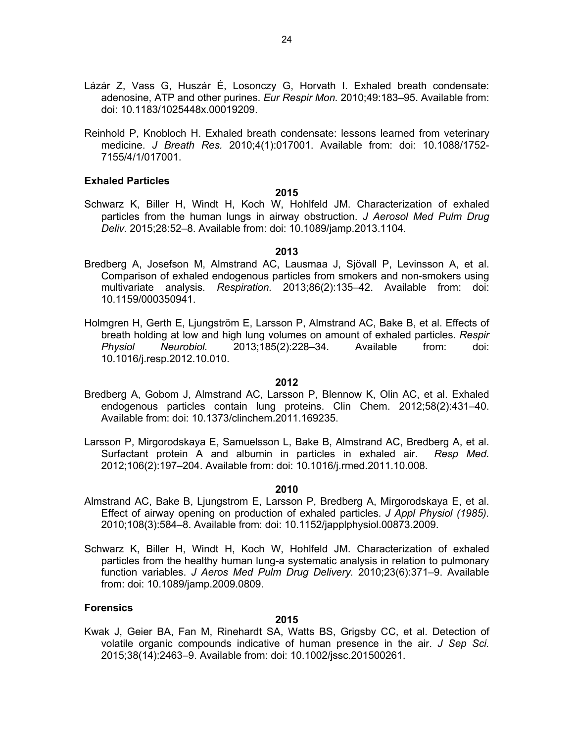Lázár Z, Vass G, Huszár É, Losonczy G, Horvath I. Exhaled breath condensate: adenosine, ATP and other purines. *Eur Respir Mon.* 2010;49:183–95. Available from: doi: 10.1183/1025448x.00019209.

Reinhold P, Knobloch H. Exhaled breath condensate: lessons learned from veterinary medicine. *J Breath Res.* 2010;4(1):017001. Available from: doi: 10.1088/1752-7155/4/1/017001.

### Exhaled Particles

**2015**

Schwarz K, Biller H, Windt H, Koch W, Hohlfeld JM. Characterization of exhaled particles from the human lungs in airway obstruction. *J Aerosol Med Pulm Drug Deliv.* 2015;28:52–8. Available from: doi: 10.1089/jamp.2013.1104.

**2013**

Bredberg A, Josefson M, Almstrand AC, Lausmaa J, Sjövall P, Levinsson A, et al. Comparison of exhaled endogenous particles from smokers and non-smokers using multivariate analysis. *Respiration.* 2013;86(2):135–42. Available from: doi: 10.1159/000350941.

Holmgren H, Gerth E, Ljungström E, Larsson P, Almstrand AC, Bake B, et al. Effects of breath holding at low and high lung volumes on amount of exhaled particles. *Respir Physiol Neurobiol.* 2013;185(2):228–34. Available from: doi: 10.1016/j.resp.2012.10.010.

**2012**

Bredberg A, Gobom J, Almstrand AC, Larsson P, Blennow K, Olin AC, et al. Exhaled endogenous particles contain lung proteins. Clin Chem. 2012;58(2):431–40. Available from: doi: 10.1373/clinchem.2011.169235.

Larsson P, Mirgorodskaya E, Samuelsson L, Bake B, Almstrand AC, Bredberg A, et al. Surfactant protein A and albumin in particles in exhaled air. *Resp Med.* 2012;106(2):197–204. Available from: doi: 10.1016/j.rmed.2011.10.008.

**2010**

Almstrand AC, Bake B, Ljungstrom E, Larsson P, Bredberg A, Mirgorodskaya E, et al. Effect of airway opening on production of exhaled particles. *J Appl Physiol (1985).* 2010;108(3):584–8. Available from: doi: 10.1152/japplphysiol.00873.2009.

Schwarz K, Biller H, Windt H, Koch W, Hohlfeld JM. Characterization of exhaled particles from the healthy human lung-a systematic analysis in relation to pulmonary function variables. *J Aeros Med Pulm Drug Delivery.* 2010;23(6):371–9. Available from: doi: 10.1089/jamp.2009.0809.

### Forensics

**2015**

Kwak J, Geier BA, Fan M, Rinehardt SA, Watts BS, Grigsby CC, et al. Detection of volatile organic compounds indicative of human presence in the air. *J Sep Sci.* 2015;38(14):2463–9. Available from: doi: 10.1002/jssc.201500261.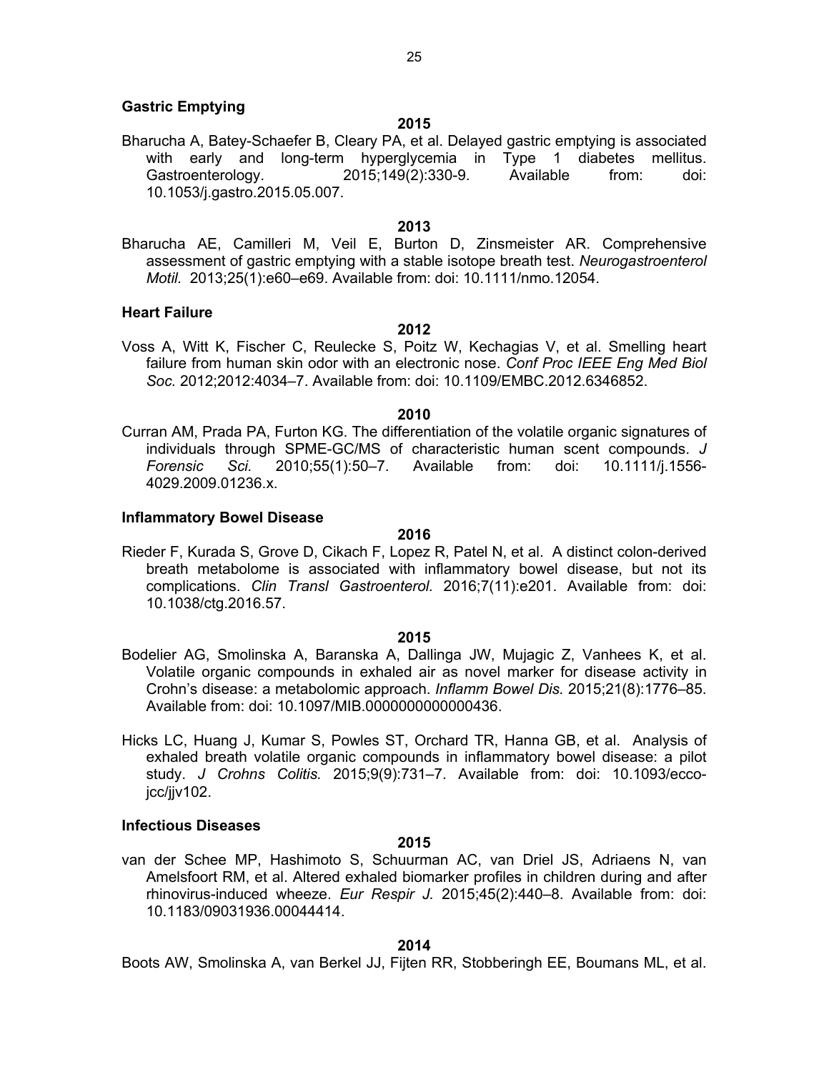### Gastric Emptying

**2015**

Bharucha A, Batey-Schaefer B, Cleary PA, et al. Delayed gastric emptying is associated with early and long-term hyperglycemia in Type 1 diabetes mellitus. Gastroenterology. 2015;149(2):330-9. Available from: doi: 10.1053/j.gastro.2015.05.007.

**2013**

Bharucha AE, Camilleri M, Veil E, Burton D, Zinsmeister AR. Comprehensive assessment of gastric emptying with a stable isotope breath test. *Neurogastroenterol Motil.* 2013;25(1):e60–e69. Available from: doi: 10.1111/nmo.12054.

### Heart Failure

**2012**

Voss A, Witt K, Fischer C, Reulecke S, Poitz W, Kechagias V, et al. Smelling heart failure from human skin odor with an electronic nose. *Conf Proc IEEE Eng Med Biol Soc.* 2012;2012:4034–7. Available from: doi: 10.1109/EMBC.2012.6346852.

**2010**

Curran AM, Prada PA, Furton KG. The differentiation of the volatile organic signatures of individuals through SPME-GC/MS of characteristic human scent compounds. *J Forensic Sci.* 2010;55(1):50–7. Available from: doi: 10.1111/j.1556-4029.2009.01236.x.

### Inflammatory Bowel Disease

**2016**

Rieder F, Kurada S, Grove D, Cikach F, Lopez R, Patel N, et al. A distinct colon-derived breath metabolome is associated with inflammatory bowel disease, but not its complications. *Clin Transl Gastroenterol.* 2016;7(11):e201. Available from: doi: 10.1038/ctg.2016.57.

**2015**

Bodelier AG, Smolinska A, Baranska A, Dallinga JW, Mujagic Z, Vanhees K, et al. Volatile organic compounds in exhaled air as novel marker for disease activity in Crohn's disease: a metabolomic approach. *Inflamm Bowel Dis.* 2015;21(8):1776–85. Available from: doi: 10.1097/MIB.0000000000000436.

Hicks LC, Huang J, Kumar S, Powles ST, Orchard TR, Hanna GB, et al. Analysis of exhaled breath volatile organic compounds in inflammatory bowel disease: a pilot study. *J Crohns Colitis.* 2015;9(9):731–7. Available from: doi: 10.1093/ecco-jcc/jjv102.

### Infectious Diseases

**2015**

van der Schee MP, Hashimoto S, Schuurman AC, van Driel JS, Adriaens N, van Amelsfoort RM, et al. Altered exhaled biomarker profiles in children during and after rhinovirus-induced wheeze. *Eur Respir J.* 2015;45(2):440–8. Available from: doi: 10.1183/09031936.00044414.

**2014**

Boots AW, Smolinska A, van Berkel JJ, Fijten RR, Stobberingh EE, Boumans ML, et al.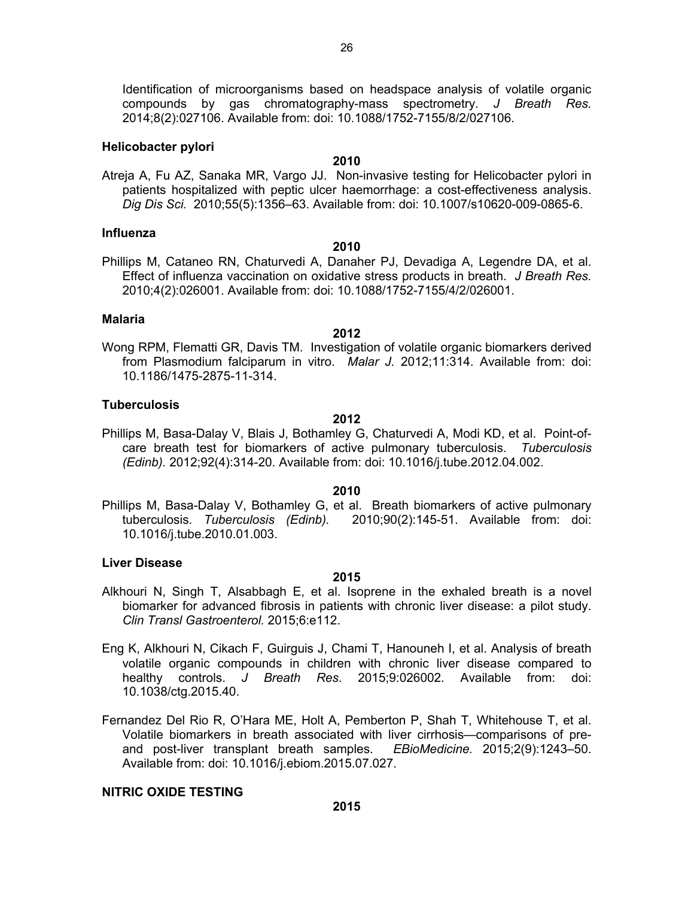Identification of microorganisms based on headspace analysis of volatile organic compounds by gas chromatography-mass spectrometry. *J Breath Res.* 2014;8(2):027106. Available from: doi: 10.1088/1752-7155/8/2/027106.

**Helicobacter pylori**

**2010**

Atreja A, Fu AZ, Sanaka MR, Vargo JJ. Non-invasive testing for Helicobacter pylori in patients hospitalized with peptic ulcer haemorrhage: a cost-effectiveness analysis. *Dig Dis Sci.* 2010;55(5):1356–63. Available from: doi: 10.1007/s10620-009-0865-6.

**Influenza**

**2010**

Phillips M, Cataneo RN, Chaturvedi A, Danaher PJ, Devadiga A, Legendre DA, et al. Effect of influenza vaccination on oxidative stress products in breath. *J Breath Res.* 2010;4(2):026001. Available from: doi: 10.1088/1752-7155/4/2/026001.

**Malaria**

**2012**

Wong RPM, Flematti GR, Davis TM. Investigation of volatile organic biomarkers derived from Plasmodium falciparum in vitro. *Malar J.* 2012;11:314. Available from: doi: 10.1186/1475-2875-11-314.

**Tuberculosis**

**2012**

Phillips M, Basa-Dalay V, Blais J, Bothamley G, Chaturvedi A, Modi KD, et al. Point-of-care breath test for biomarkers of active pulmonary tuberculosis. *Tuberculosis (Edinb).* 2012;92(4):314-20. Available from: doi: 10.1016/j.tube.2012.04.002.

**2010**

Phillips M, Basa-Dalay V, Bothamley G, et al. Breath biomarkers of active pulmonary tuberculosis. *Tuberculosis (Edinb).* 2010;90(2):145-51. Available from: doi: 10.1016/j.tube.2010.01.003.

**Liver Disease**

**2015**

Alkhouri N, Singh T, Alsabbagh E, et al. Isoprene in the exhaled breath is a novel biomarker for advanced fibrosis in patients with chronic liver disease: a pilot study. *Clin Transl Gastroenterol.* 2015;6:e112.

Eng K, Alkhouri N, Cikach F, Guirguis J, Chami T, Hanouneh I, et al. Analysis of breath volatile organic compounds in children with chronic liver disease compared to healthy controls. *J Breath Res*. 2015;9:026002. Available from: doi: 10.1038/ctg.2015.40.

Fernandez Del Rio R, O'Hara ME, Holt A, Pemberton P, Shah T, Whitehouse T, et al. Volatile biomarkers in breath associated with liver cirrhosis—comparisons of pre- and post-liver transplant breath samples. *EBioMedicine.* 2015;2(9):1243–50. Available from: doi: 10.1016/j.ebiom.2015.07.027.

**NITRIC OXIDE TESTING**

**2015**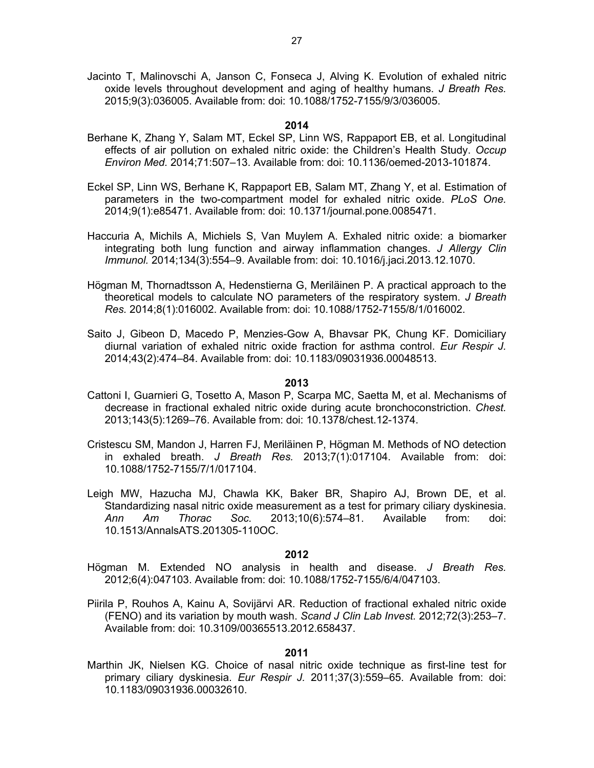Jacinto T, Malinovschi A, Janson C, Fonseca J, Alving K. Evolution of exhaled nitric oxide levels throughout development and aging of healthy humans. *J Breath Res.* 2015;9(3):036005. Available from: doi: 10.1088/1752-7155/9/3/036005.

**2014**

Berhane K, Zhang Y, Salam MT, Eckel SP, Linn WS, Rappaport EB, et al. Longitudinal effects of air pollution on exhaled nitric oxide: the Children's Health Study. *Occup Environ Med.* 2014;71:507–13. Available from: doi: 10.1136/oemed-2013-101874.

Eckel SP, Linn WS, Berhane K, Rappaport EB, Salam MT, Zhang Y, et al. Estimation of parameters in the two-compartment model for exhaled nitric oxide. *PLoS One.* 2014;9(1):e85471. Available from: doi: 10.1371/journal.pone.0085471.

Haccuria A, Michils A, Michiels S, Van Muylem A. Exhaled nitric oxide: a biomarker integrating both lung function and airway inflammation changes. *J Allergy Clin Immunol.* 2014;134(3):554–9. Available from: doi: 10.1016/j.jaci.2013.12.1070.

Högman M, Thornadtsson A, Hedenstierna G, Meriläinen P. A practical approach to the theoretical models to calculate NO parameters of the respiratory system. *J Breath Res.* 2014;8(1):016002. Available from: doi: 10.1088/1752-7155/8/1/016002.

Saito J, Gibeon D, Macedo P, Menzies-Gow A, Bhavsar PK, Chung KF. Domiciliary diurnal variation of exhaled nitric oxide fraction for asthma control. *Eur Respir J.* 2014;43(2):474–84. Available from: doi: 10.1183/09031936.00048513.

**2013**

Cattoni I, Guarnieri G, Tosetto A, Mason P, Scarpa MC, Saetta M, et al. Mechanisms of decrease in fractional exhaled nitric oxide during acute bronchoconstriction. *Chest.* 2013;143(5):1269–76. Available from: doi: 10.1378/chest.12-1374.

Cristescu SM, Mandon J, Harren FJ, Meriläinen P, Högman M. Methods of NO detection in exhaled breath. *J Breath Res.* 2013;7(1):017104. Available from: doi: 10.1088/1752-7155/7/1/017104.

Leigh MW, Hazucha MJ, Chawla KK, Baker BR, Shapiro AJ, Brown DE, et al. Standardizing nasal nitric oxide measurement as a test for primary ciliary dyskinesia. *Ann Am Thorac Soc.* 2013;10(6):574–81. Available from: doi: 10.1513/AnnalsATS.201305-110OC.

**2012**

Högman M. Extended NO analysis in health and disease. *J Breath Res.* 2012;6(4):047103. Available from: doi: 10.1088/1752-7155/6/4/047103.

Piirila P, Rouhos A, Kainu A, Sovijärvi AR. Reduction of fractional exhaled nitric oxide (FENO) and its variation by mouth wash. *Scand J Clin Lab Invest.* 2012;72(3):253–7. Available from: doi: 10.3109/00365513.2012.658437.

**2011**

Marthin JK, Nielsen KG. Choice of nasal nitric oxide technique as first-line test for primary ciliary dyskinesia. *Eur Respir J.* 2011;37(3):559–65. Available from: doi: 10.1183/09031936.00032610.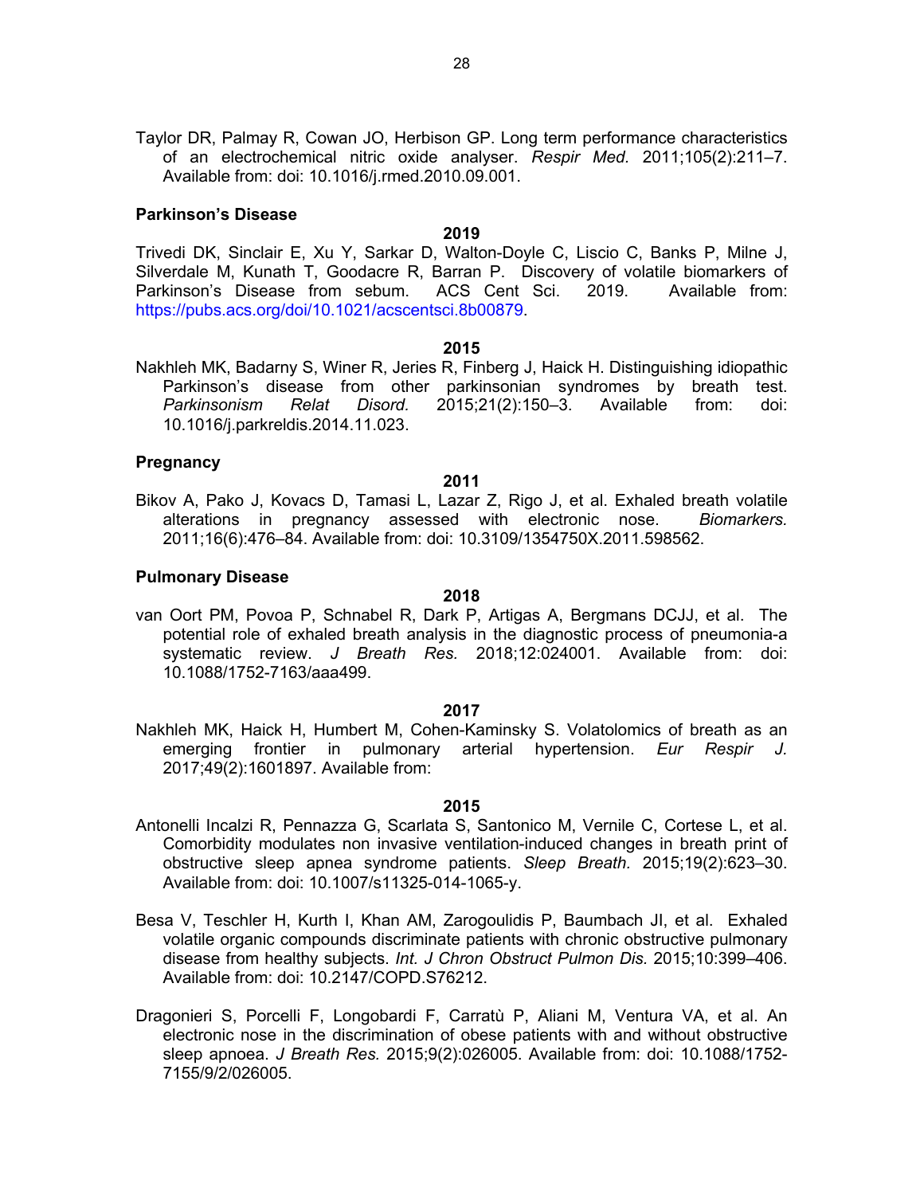Taylor DR, Palmay R, Cowan JO, Herbison GP. Long term performance characteristics of an electrochemical nitric oxide analyser. *Respir Med.* 2011;105(2):211–7. Available from: doi: 10.1016/j.rmed.2010.09.001.

**Parkinson's Disease**

**2019**

Trivedi DK, Sinclair E, Xu Y, Sarkar D, Walton-Doyle C, Liscio C, Banks P, Milne J, Silverdale M, Kunath T, Goodacre R, Barran P. Discovery of volatile biomarkers of Parkinson's Disease from sebum. ACS Cent Sci. 2019. Available from: https://pubs.acs.org/doi/10.1021/acscentsci.8b00879.

**2015**

Nakhleh MK, Badarny S, Winer R, Jeries R, Finberg J, Haick H. Distinguishing idiopathic Parkinson's disease from other parkinsonian syndromes by breath test. *Parkinsonism Relat Disord.* 2015;21(2):150–3. Available from: doi: 10.1016/j.parkreldis.2014.11.023.

**Pregnancy**

**2011**

Bikov A, Pako J, Kovacs D, Tamasi L, Lazar Z, Rigo J, et al. Exhaled breath volatile alterations in pregnancy assessed with electronic nose. *Biomarkers.* 2011;16(6):476–84. Available from: doi: 10.3109/1354750X.2011.598562.

**Pulmonary Disease**

**2018**

van Oort PM, Povoa P, Schnabel R, Dark P, Artigas A, Bergmans DCJJ, et al. The potential role of exhaled breath analysis in the diagnostic process of pneumonia-a systematic review. *J Breath Res.* 2018;12:024001. Available from: doi: 10.1088/1752-7163/aaa499.

**2017**

Nakhleh MK, Haick H, Humbert M, Cohen-Kaminsky S. Volatolomics of breath as an emerging frontier in pulmonary arterial hypertension. *Eur Respir J.* 2017;49(2):1601897. Available from:

**2015**

Antonelli Incalzi R, Pennazza G, Scarlata S, Santonico M, Vernile C, Cortese L, et al. Comorbidity modulates non invasive ventilation-induced changes in breath print of obstructive sleep apnea syndrome patients. *Sleep Breath.* 2015;19(2):623–30. Available from: doi: 10.1007/s11325-014-1065-y.

Besa V, Teschler H, Kurth I, Khan AM, Zarogoulidis P, Baumbach JI, et al. Exhaled volatile organic compounds discriminate patients with chronic obstructive pulmonary disease from healthy subjects. *Int. J Chron Obstruct Pulmon Dis.* 2015;10:399–406. Available from: doi: 10.2147/COPD.S76212.

Dragonieri S, Porcelli F, Longobardi F, Carratù P, Aliani M, Ventura VA, et al. An electronic nose in the discrimination of obese patients with and without obstructive sleep apnoea. *J Breath Res.* 2015;9(2):026005. Available from: doi: 10.1088/1752-7155/9/2/026005.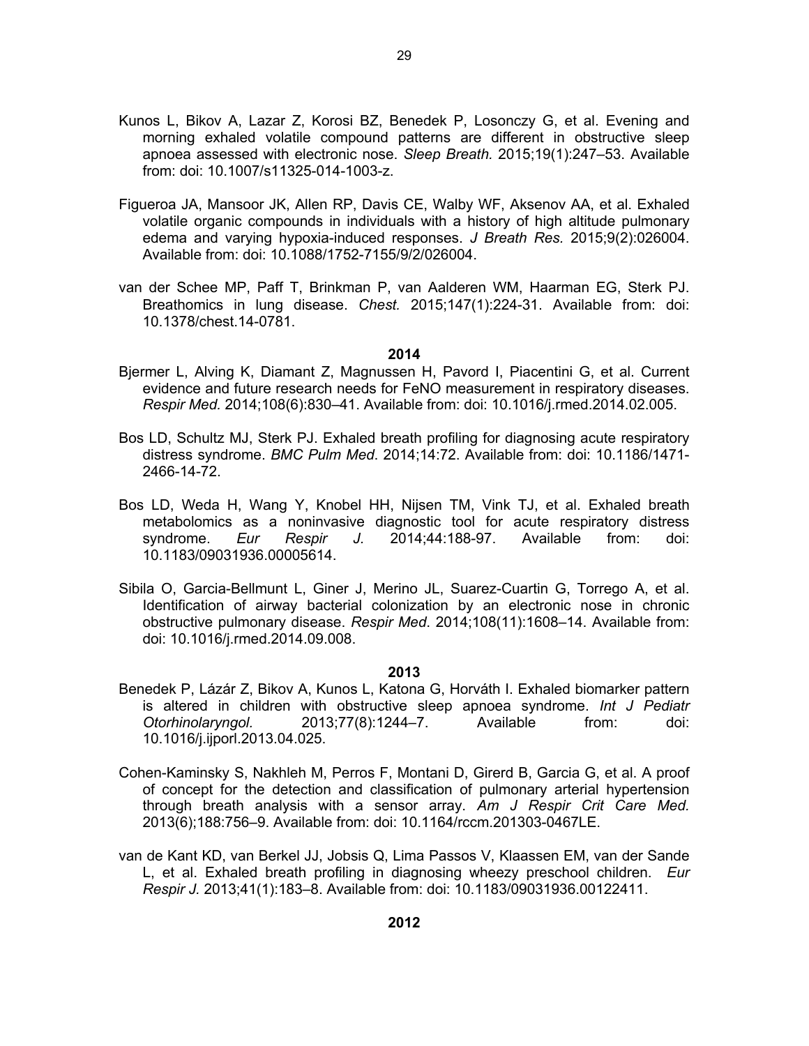Kunos L, Bikov A, Lazar Z, Korosi BZ, Benedek P, Losonczy G, et al. Evening and morning exhaled volatile compound patterns are different in obstructive sleep apnoea assessed with electronic nose. *Sleep Breath.* 2015;19(1):247–53. Available from: doi: 10.1007/s11325-014-1003-z.

Figueroa JA, Mansoor JK, Allen RP, Davis CE, Walby WF, Aksenov AA, et al. Exhaled volatile organic compounds in individuals with a history of high altitude pulmonary edema and varying hypoxia-induced responses. *J Breath Res.* 2015;9(2):026004. Available from: doi: 10.1088/1752-7155/9/2/026004.

van der Schee MP, Paff T, Brinkman P, van Aalderen WM, Haarman EG, Sterk PJ. Breathomics in lung disease. *Chest.* 2015;147(1):224-31. Available from: doi: 10.1378/chest.14-0781.

**2014**

Bjermer L, Alving K, Diamant Z, Magnussen H, Pavord I, Piacentini G, et al. Current evidence and future research needs for FeNO measurement in respiratory diseases. *Respir Med.* 2014;108(6):830–41. Available from: doi: 10.1016/j.rmed.2014.02.005.

Bos LD, Schultz MJ, Sterk PJ. Exhaled breath profiling for diagnosing acute respiratory distress syndrome. *BMC Pulm Med*. 2014;14:72. Available from: doi: 10.1186/1471-2466-14-72.

Bos LD, Weda H, Wang Y, Knobel HH, Nijsen TM, Vink TJ, et al. Exhaled breath metabolomics as a noninvasive diagnostic tool for acute respiratory distress syndrome. *Eur Respir J.* 2014;44:188-97. Available from: doi: 10.1183/09031936.00005614.

Sibila O, Garcia-Bellmunt L, Giner J, Merino JL, Suarez-Cuartin G, Torrego A, et al. Identification of airway bacterial colonization by an electronic nose in chronic obstructive pulmonary disease. *Respir Med.* 2014;108(11):1608–14. Available from: doi: 10.1016/j.rmed.2014.09.008.

**2013**

Benedek P, Lázár Z, Bikov A, Kunos L, Katona G, Horváth I. Exhaled biomarker pattern is altered in children with obstructive sleep apnoea syndrome. *Int J Pediatr Otorhinolaryngol.* 2013;77(8):1244–7. Available from: doi: 10.1016/j.ijporl.2013.04.025.

Cohen-Kaminsky S, Nakhleh M, Perros F, Montani D, Girerd B, Garcia G, et al. A proof of concept for the detection and classification of pulmonary arterial hypertension through breath analysis with a sensor array. *Am J Respir Crit Care Med.* 2013(6);188:756–9. Available from: doi: 10.1164/rccm.201303-0467LE.

van de Kant KD, van Berkel JJ, Jobsis Q, Lima Passos V, Klaassen EM, van der Sande L, et al. Exhaled breath profiling in diagnosing wheezy preschool children. *Eur Respir J.* 2013;41(1):183–8. Available from: doi: 10.1183/09031936.00122411.

**2012**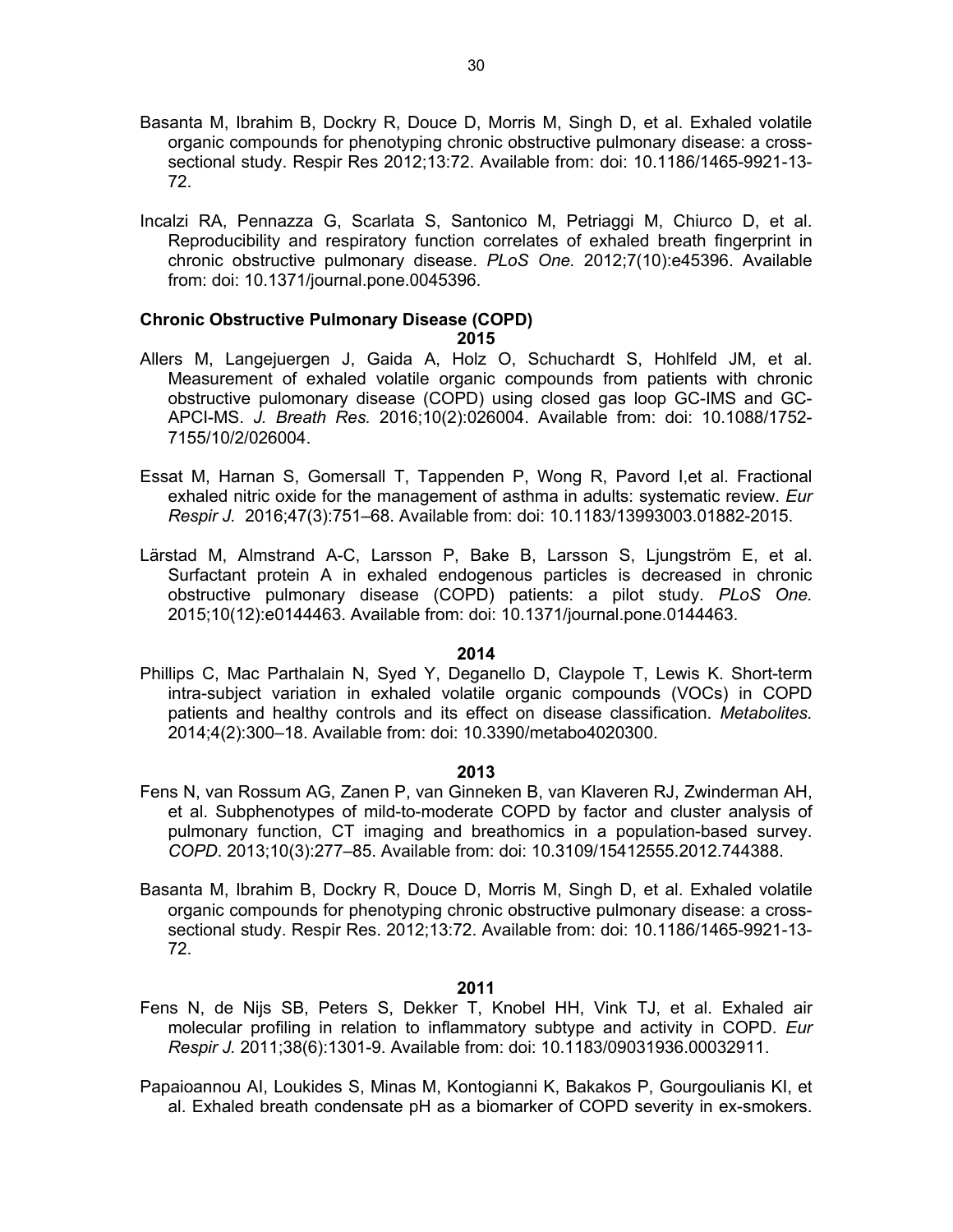Basanta M, Ibrahim B, Dockry R, Douce D, Morris M, Singh D, et al. Exhaled volatile organic compounds for phenotyping chronic obstructive pulmonary disease: a cross-sectional study. Respir Res 2012;13:72. Available from: doi: 10.1186/1465-9921-13-72.

Incalzi RA, Pennazza G, Scarlata S, Santonico M, Petriaggi M, Chiurco D, et al. Reproducibility and respiratory function correlates of exhaled breath fingerprint in chronic obstructive pulmonary disease. *PLoS One.* 2012;7(10):e45396. Available from: doi: 10.1371/journal.pone.0045396.

**Chronic Obstructive Pulmonary Disease (COPD)**

**2015**

Allers M, Langejuergen J, Gaida A, Holz O, Schuchardt S, Hohlfeld JM, et al. Measurement of exhaled volatile organic compounds from patients with chronic obstructive pulomonary disease (COPD) using closed gas loop GC-IMS and GC-APCI-MS. *J. Breath Res.* 2016;10(2):026004. Available from: doi: 10.1088/1752-7155/10/2/026004.

Essat M, Harnan S, Gomersall T, Tappenden P, Wong R, Pavord I,et al. Fractional exhaled nitric oxide for the management of asthma in adults: systematic review. *Eur Respir J.* 2016;47(3):751–68. Available from: doi: 10.1183/13993003.01882-2015.

Lärstad M, Almstrand A-C, Larsson P, Bake B, Larsson S, Ljungström E, et al. Surfactant protein A in exhaled endogenous particles is decreased in chronic obstructive pulmonary disease (COPD) patients: a pilot study. *PLoS One.* 2015;10(12):e0144463. Available from: doi: 10.1371/journal.pone.0144463.

**2014**

Phillips C, Mac Parthalain N, Syed Y, Deganello D, Claypole T, Lewis K. Short-term intra-subject variation in exhaled volatile organic compounds (VOCs) in COPD patients and healthy controls and its effect on disease classification. *Metabolites.* 2014;4(2):300–18. Available from: doi: 10.3390/metabo4020300.

**2013**

Fens N, van Rossum AG, Zanen P, van Ginneken B, van Klaveren RJ, Zwinderman AH, et al. Subphenotypes of mild-to-moderate COPD by factor and cluster analysis of pulmonary function, CT imaging and breathomics in a population-based survey. *COPD*. 2013;10(3):277–85. Available from: doi: 10.3109/15412555.2012.744388.

Basanta M, Ibrahim B, Dockry R, Douce D, Morris M, Singh D, et al. Exhaled volatile organic compounds for phenotyping chronic obstructive pulmonary disease: a cross-sectional study. Respir Res. 2012;13:72. Available from: doi: 10.1186/1465-9921-13-72.

**2011**

Fens N, de Nijs SB, Peters S, Dekker T, Knobel HH, Vink TJ, et al. Exhaled air molecular profiling in relation to inflammatory subtype and activity in COPD. *Eur Respir J.* 2011;38(6):1301-9. Available from: doi: 10.1183/09031936.00032911.

Papaioannou AI, Loukides S, Minas M, Kontogianni K, Bakakos P, Gourgoulianis KI, et al. Exhaled breath condensate pH as a biomarker of COPD severity in ex-smokers.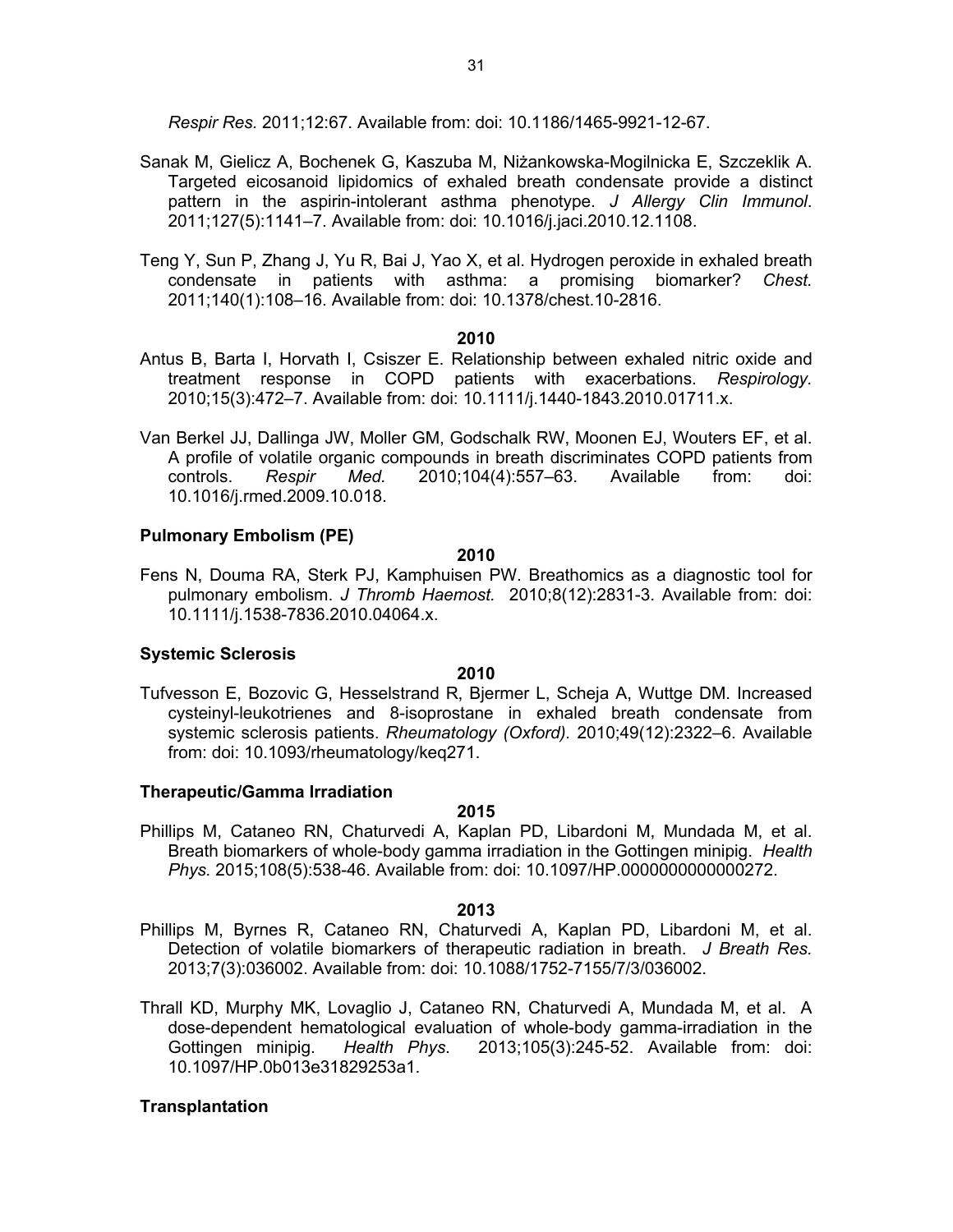*Respir Res.* 2011;12:67. Available from: doi: 10.1186/1465-9921-12-67.

Sanak M, Gielicz A, Bochenek G, Kaszuba M, Niżankowska-Mogilnicka E, Szczeklik A. Targeted eicosanoid lipidomics of exhaled breath condensate provide a distinct pattern in the aspirin-intolerant asthma phenotype. *J Allergy Clin Immunol*. 2011;127(5):1141–7. Available from: doi: 10.1016/j.jaci.2010.12.1108.

Teng Y, Sun P, Zhang J, Yu R, Bai J, Yao X, et al. Hydrogen peroxide in exhaled breath condensate in patients with asthma: a promising biomarker? *Chest.* 2011;140(1):108–16. Available from: doi: 10.1378/chest.10-2816.

**2010**

Antus B, Barta I, Horvath I, Csiszer E. Relationship between exhaled nitric oxide and treatment response in COPD patients with exacerbations. *Respirology.* 2010;15(3):472–7. Available from: doi: 10.1111/j.1440-1843.2010.01711.x.

Van Berkel JJ, Dallinga JW, Moller GM, Godschalk RW, Moonen EJ, Wouters EF, et al. A profile of volatile organic compounds in breath discriminates COPD patients from controls. *Respir Med.* 2010;104(4):557–63. Available from: doi: 10.1016/j.rmed.2009.10.018.

### Pulmonary Embolism (PE)

**2010**

Fens N, Douma RA, Sterk PJ, Kamphuisen PW. Breathomics as a diagnostic tool for pulmonary embolism. *J Thromb Haemost.* 2010;8(12):2831-3. Available from: doi: 10.1111/j.1538-7836.2010.04064.x.

### Systemic Sclerosis

**2010**

Tufvesson E, Bozovic G, Hesselstrand R, Bjermer L, Scheja A, Wuttge DM. Increased cysteinyl-leukotrienes and 8-isoprostane in exhaled breath condensate from systemic sclerosis patients. *Rheumatology (Oxford).* 2010;49(12):2322–6. Available from: doi: 10.1093/rheumatology/keq271.

### Therapeutic/Gamma Irradiation

**2015**

Phillips M, Cataneo RN, Chaturvedi A, Kaplan PD, Libardoni M, Mundada M, et al. Breath biomarkers of whole-body gamma irradiation in the Gottingen minipig. *Health Phys.* 2015;108(5):538-46. Available from: doi: 10.1097/HP.0000000000000272.

**2013**

Phillips M, Byrnes R, Cataneo RN, Chaturvedi A, Kaplan PD, Libardoni M, et al. Detection of volatile biomarkers of therapeutic radiation in breath. *J Breath Res.* 2013;7(3):036002. Available from: doi: 10.1088/1752-7155/7/3/036002.

Thrall KD, Murphy MK, Lovaglio J, Cataneo RN, Chaturvedi A, Mundada M, et al. A dose-dependent hematological evaluation of whole-body gamma-irradiation in the Gottingen minipig. *Health Phys.* 2013;105(3):245-52. Available from: doi: 10.1097/HP.0b013e31829253a1.

### Transplantation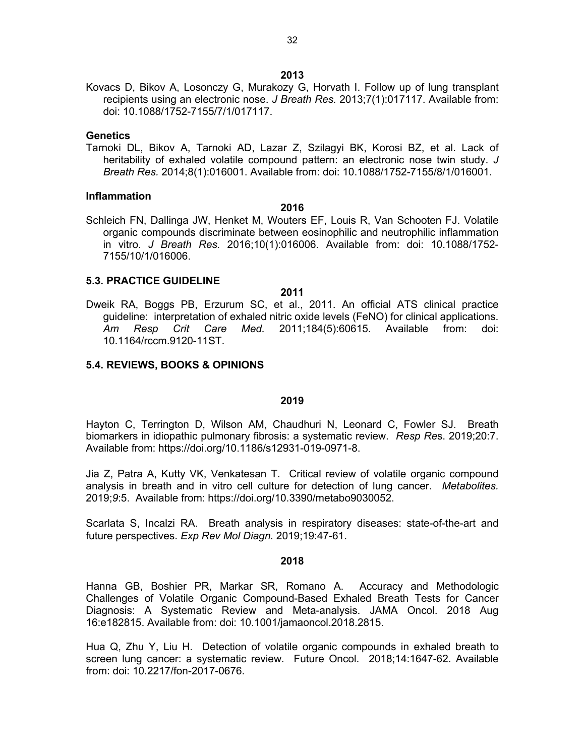**2013**

Kovacs D, Bikov A, Losonczy G, Murakozy G, Horvath I. Follow up of lung transplant recipients using an electronic nose. *J Breath Res.* 2013;7(1):017117. Available from: doi: 10.1088/1752-7155/7/1/017117.

### Genetics

Tarnoki DL, Bikov A, Tarnoki AD, Lazar Z, Szilagyi BK, Korosi BZ, et al. Lack of heritability of exhaled volatile compound pattern: an electronic nose twin study. *J Breath Res.* 2014;8(1):016001. Available from: doi: 10.1088/1752-7155/8/1/016001.

### Inflammation

**2016**

Schleich FN, Dallinga JW, Henket M, Wouters EF, Louis R, Van Schooten FJ. Volatile organic compounds discriminate between eosinophilic and neutrophilic inflammation in vitro. *J Breath Res.* 2016;10(1):016006. Available from: doi: 10.1088/1752-7155/10/1/016006.

## 5.3. PRACTICE GUIDELINE

**2011**

Dweik RA, Boggs PB, Erzurum SC, et al., 2011. An official ATS clinical practice guideline: interpretation of exhaled nitric oxide levels (FeNO) for clinical applications. *Am Resp Crit Care Med.* 2011;184(5):60615. Available from: doi: 10.1164/rccm.9120-11ST.

## 5.4. REVIEWS, BOOKS & OPINIONS

**2019**

Hayton C, Terrington D, Wilson AM, Chaudhuri N, Leonard C, Fowler SJ. Breath biomarkers in idiopathic pulmonary fibrosis: a systematic review. *Resp Res*. 2019;20:7. Available from: https://doi.org/10.1186/s12931-019-0971-8.

Jia Z, Patra A, Kutty VK, Venkatesan T. Critical review of volatile organic compound analysis in breath and in vitro cell culture for detection of lung cancer. *Metabolites.* 2019;*9*:5. Available from: https://doi.org/10.3390/metabo9030052.

Scarlata S, Incalzi RA. Breath analysis in respiratory diseases: state-of-the-art and future perspectives. *Exp Rev Mol Diagn.* 2019;19:47-61.

**2018**

Hanna GB, Boshier PR, Markar SR, Romano A. Accuracy and Methodologic Challenges of Volatile Organic Compound-Based Exhaled Breath Tests for Cancer Diagnosis: A Systematic Review and Meta-analysis. JAMA Oncol. 2018 Aug 16:e182815. Available from: doi: 10.1001/jamaoncol.2018.2815.

Hua Q, Zhu Y, Liu H. Detection of volatile organic compounds in exhaled breath to screen lung cancer: a systematic review. Future Oncol. 2018;14:1647-62. Available from: doi: 10.2217/fon-2017-0676.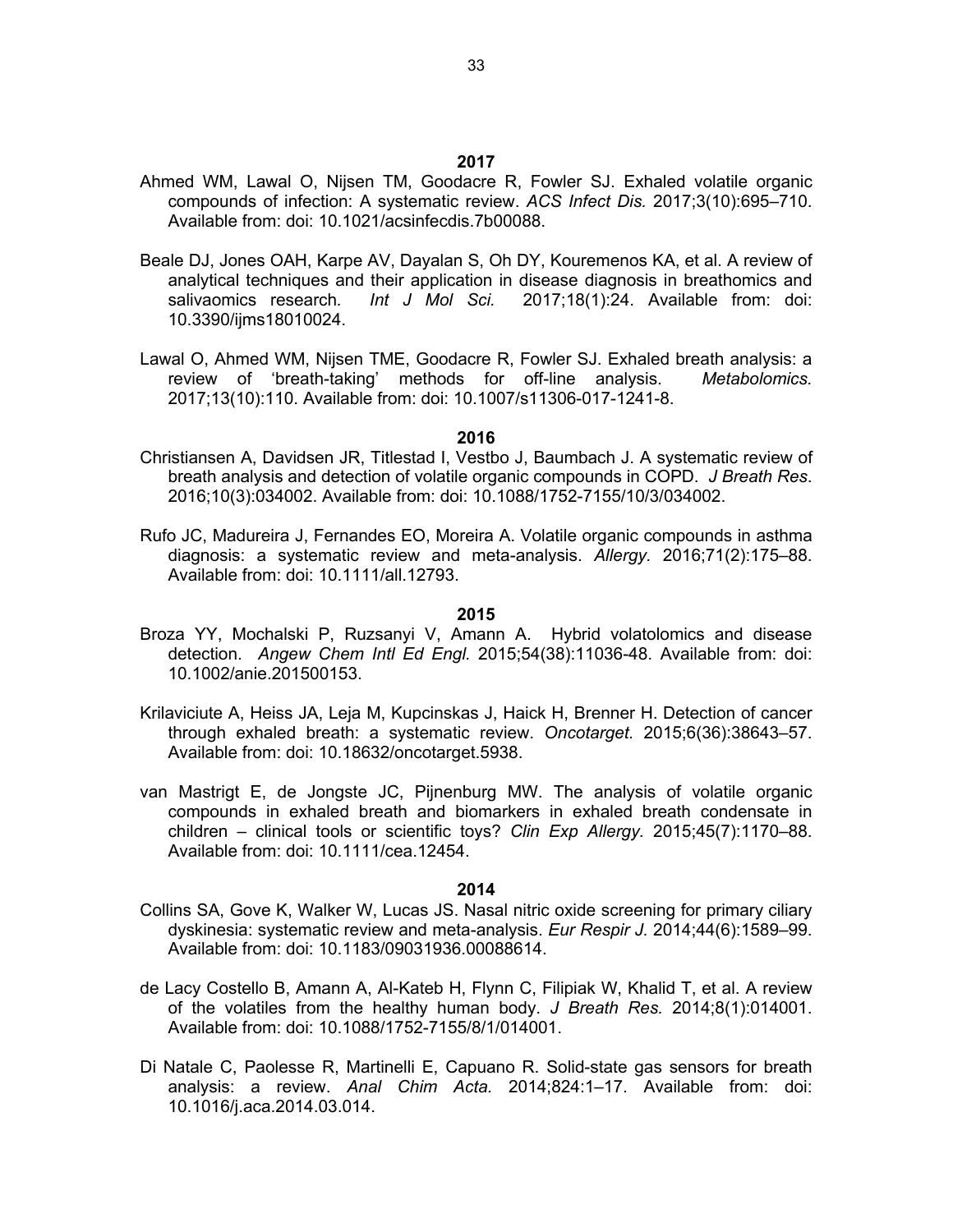**2017**

Ahmed WM, Lawal O, Nijsen TM, Goodacre R, Fowler SJ. Exhaled volatile organic compounds of infection: A systematic review. *ACS Infect Dis.* 2017;3(10):695–710. Available from: doi: 10.1021/acsinfecdis.7b00088.

Beale DJ, Jones OAH, Karpe AV, Dayalan S, Oh DY, Kouremenos KA, et al. A review of analytical techniques and their application in disease diagnosis in breathomics and salivaomics research. *Int J Mol Sci.* 2017;18(1):24. Available from: doi: 10.3390/ijms18010024.

Lawal O, Ahmed WM, Nijsen TME, Goodacre R, Fowler SJ. Exhaled breath analysis: a review of 'breath-taking' methods for off-line analysis. *Metabolomics.* 2017;13(10):110. Available from: doi: 10.1007/s11306-017-1241-8.

**2016**

Christiansen A, Davidsen JR, Titlestad I, Vestbo J, Baumbach J. A systematic review of breath analysis and detection of volatile organic compounds in COPD. *J Breath Res*. 2016;10(3):034002. Available from: doi: 10.1088/1752-7155/10/3/034002.

Rufo JC, Madureira J, Fernandes EO, Moreira A. Volatile organic compounds in asthma diagnosis: a systematic review and meta-analysis. *Allergy.* 2016;71(2):175–88. Available from: doi: 10.1111/all.12793.

**2015**

Broza YY, Mochalski P, Ruzsanyi V, Amann A. Hybrid volatolomics and disease detection. *Angew Chem Intl Ed Engl.* 2015;54(38):11036-48. Available from: doi: 10.1002/anie.201500153.

Krilaviciute A, Heiss JA, Leja M, Kupcinskas J, Haick H, Brenner H. Detection of cancer through exhaled breath: a systematic review. *Oncotarget.* 2015;6(36):38643–57. Available from: doi: 10.18632/oncotarget.5938.

van Mastrigt E, de Jongste JC, Pijnenburg MW. The analysis of volatile organic compounds in exhaled breath and biomarkers in exhaled breath condensate in children – clinical tools or scientific toys? *Clin Exp Allergy.* 2015;45(7):1170–88. Available from: doi: 10.1111/cea.12454.

**2014**

Collins SA, Gove K, Walker W, Lucas JS. Nasal nitric oxide screening for primary ciliary dyskinesia: systematic review and meta-analysis. *Eur Respir J.* 2014;44(6):1589–99. Available from: doi: 10.1183/09031936.00088614.

de Lacy Costello B, Amann A, Al-Kateb H, Flynn C, Filipiak W, Khalid T, et al. A review of the volatiles from the healthy human body. *J Breath Res.* 2014;8(1):014001. Available from: doi: 10.1088/1752-7155/8/1/014001.

Di Natale C, Paolesse R, Martinelli E, Capuano R. Solid-state gas sensors for breath analysis: a review. *Anal Chim Acta.* 2014;824:1–17. Available from: doi: 10.1016/j.aca.2014.03.014.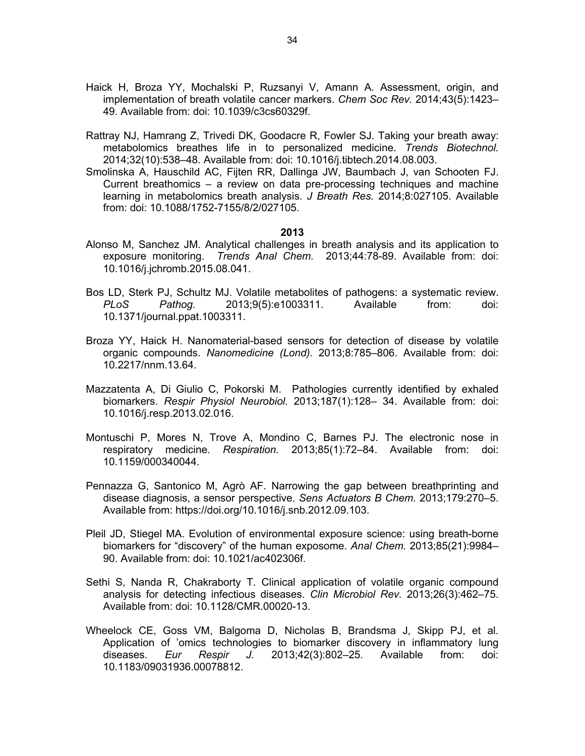Haick H, Broza YY, Mochalski P, Ruzsanyi V, Amann A. Assessment, origin, and implementation of breath volatile cancer markers. *Chem Soc Rev.* 2014;43(5):1423–49. Available from: doi: 10.1039/c3cs60329f.

Rattray NJ, Hamrang Z, Trivedi DK, Goodacre R, Fowler SJ. Taking your breath away: metabolomics breathes life in to personalized medicine. *Trends Biotechnol.* 2014;32(10):538–48. Available from: doi: 10.1016/j.tibtech.2014.08.003.

Smolinska A, Hauschild AC, Fijten RR, Dallinga JW, Baumbach J, van Schooten FJ. Current breathomics – a review on data pre-processing techniques and machine learning in metabolomics breath analysis. *J Breath Res.* 2014;8:027105. Available from: doi: 10.1088/1752-7155/8/2/027105.

**2013**

Alonso M, Sanchez JM. Analytical challenges in breath analysis and its application to exposure monitoring. *Trends Anal Chem.* 2013;44:78-89. Available from: doi: 10.1016/j.jchromb.2015.08.041.

Bos LD, Sterk PJ, Schultz MJ. Volatile metabolites of pathogens: a systematic review. *PLoS Pathog.* 2013;9(5):e1003311. Available from: doi: 10.1371/journal.ppat.1003311.

Broza YY, Haick H. Nanomaterial-based sensors for detection of disease by volatile organic compounds. *Nanomedicine (Lond).* 2013;8:785–806. Available from: doi: 10.2217/nnm.13.64.

Mazzatenta A, Di Giulio C, Pokorski M. Pathologies currently identified by exhaled biomarkers. *Respir Physiol Neurobiol.* 2013;187(1):128– 34. Available from: doi: 10.1016/j.resp.2013.02.016.

Montuschi P, Mores N, Trove A, Mondino C, Barnes PJ. The electronic nose in respiratory medicine. *Respiration.* 2013;85(1):72–84. Available from: doi: 10.1159/000340044.

Pennazza G, Santonico M, Agrò AF. Narrowing the gap between breathprinting and disease diagnosis, a sensor perspective. *Sens Actuators B Chem.* 2013;179:270–5. Available from: https://doi.org/10.1016/j.snb.2012.09.103.

Pleil JD, Stiegel MA. Evolution of environmental exposure science: using breath-borne biomarkers for "discovery" of the human exposome. *Anal Chem.* 2013;85(21):9984–90. Available from: doi: 10.1021/ac402306f.

Sethi S, Nanda R, Chakraborty T. Clinical application of volatile organic compound analysis for detecting infectious diseases. *Clin Microbiol Rev.* 2013;26(3):462–75. Available from: doi: 10.1128/CMR.00020-13.

Wheelock CE, Goss VM, Balgoma D, Nicholas B, Brandsma J, Skipp PJ, et al. Application of 'omics technologies to biomarker discovery in inflammatory lung diseases. *Eur Respir J.* 2013;42(3):802–25. Available from: doi: 10.1183/09031936.00078812.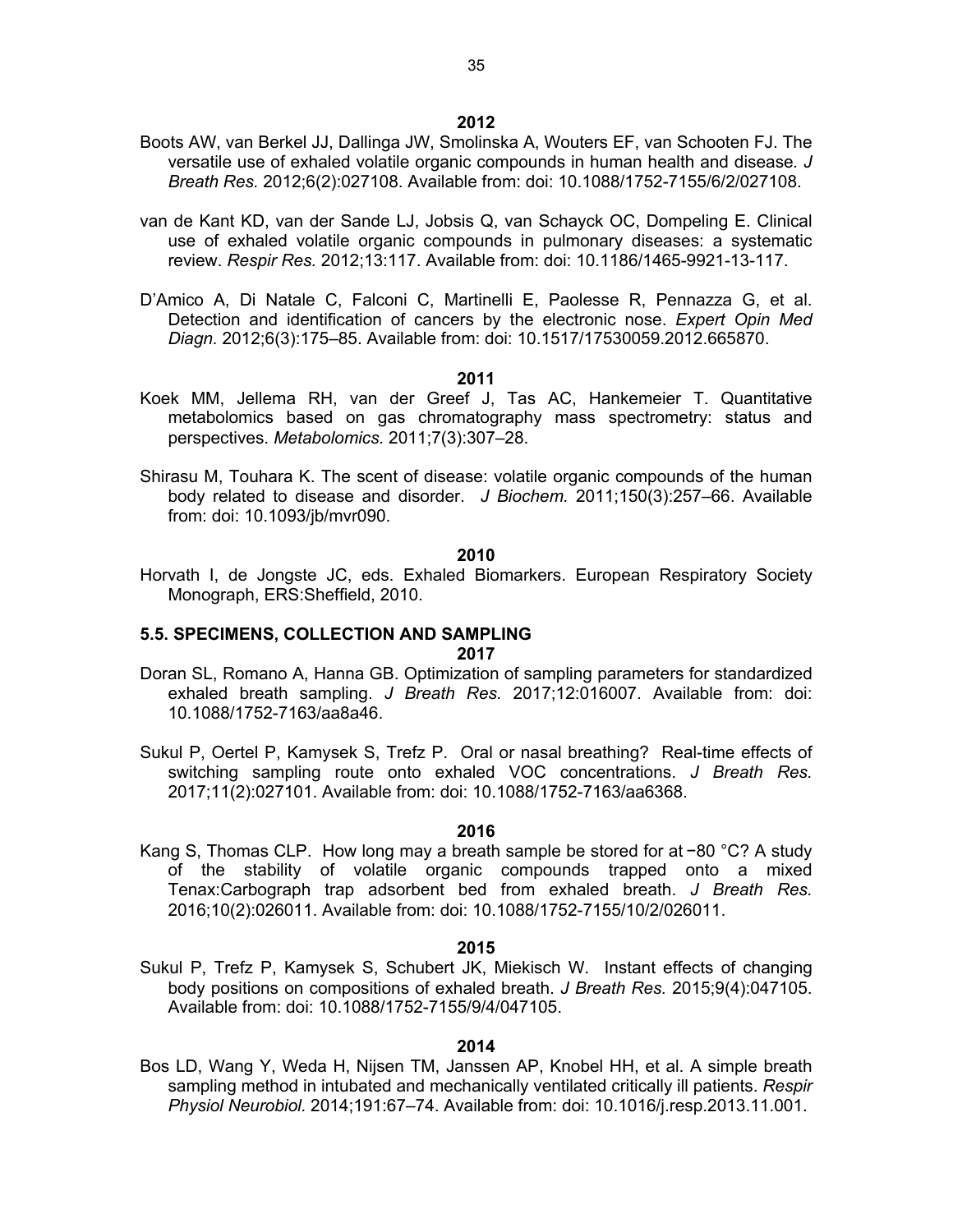**2012**

Boots AW, van Berkel JJ, Dallinga JW, Smolinska A, Wouters EF, van Schooten FJ. The versatile use of exhaled volatile organic compounds in human health and disease. *J Breath Res.* 2012;6(2):027108. Available from: doi: 10.1088/1752-7155/6/2/027108.

van de Kant KD, van der Sande LJ, Jobsis Q, van Schayck OC, Dompeling E. Clinical use of exhaled volatile organic compounds in pulmonary diseases: a systematic review. *Respir Res.* 2012;13:117. Available from: doi: 10.1186/1465-9921-13-117.

D'Amico A, Di Natale C, Falconi C, Martinelli E, Paolesse R, Pennazza G, et al. Detection and identification of cancers by the electronic nose. *Expert Opin Med Diagn.* 2012;6(3):175–85. Available from: doi: 10.1517/17530059.2012.665870.

**2011**

Koek MM, Jellema RH, van der Greef J, Tas AC, Hankemeier T. Quantitative metabolomics based on gas chromatography mass spectrometry: status and perspectives. *Metabolomics.* 2011;7(3):307–28.

Shirasu M, Touhara K. The scent of disease: volatile organic compounds of the human body related to disease and disorder. *J Biochem.* 2011;150(3):257–66. Available from: doi: 10.1093/jb/mvr090.

**2010**

Horvath I, de Jongste JC, eds. Exhaled Biomarkers. European Respiratory Society Monograph, ERS:Sheffield, 2010.

## 5.5. SPECIMENS, COLLECTION AND SAMPLING

**2017**

Doran SL, Romano A, Hanna GB. Optimization of sampling parameters for standardized exhaled breath sampling. *J Breath Res.* 2017;12:016007. Available from: doi: 10.1088/1752-7163/aa8a46.

Sukul P, Oertel P, Kamysek S, Trefz P. Oral or nasal breathing? Real-time effects of switching sampling route onto exhaled VOC concentrations. *J Breath Res.* 2017;11(2):027101. Available from: doi: 10.1088/1752-7163/aa6368.

**2016**

Kang S, Thomas CLP. How long may a breath sample be stored for at −80 °C? A study of the stability of volatile organic compounds trapped onto a mixed Tenax:Carbograph trap adsorbent bed from exhaled breath. *J Breath Res.* 2016;10(2):026011. Available from: doi: 10.1088/1752-7155/10/2/026011.

**2015**

Sukul P, Trefz P, Kamysek S, Schubert JK, Miekisch W. Instant effects of changing body positions on compositions of exhaled breath. *J Breath Res.* 2015;9(4):047105. Available from: doi: 10.1088/1752-7155/9/4/047105.

**2014**

Bos LD, Wang Y, Weda H, Nijsen TM, Janssen AP, Knobel HH, et al. A simple breath sampling method in intubated and mechanically ventilated critically ill patients. *Respir Physiol Neurobiol.* 2014;191:67–74. Available from: doi: 10.1016/j.resp.2013.11.001.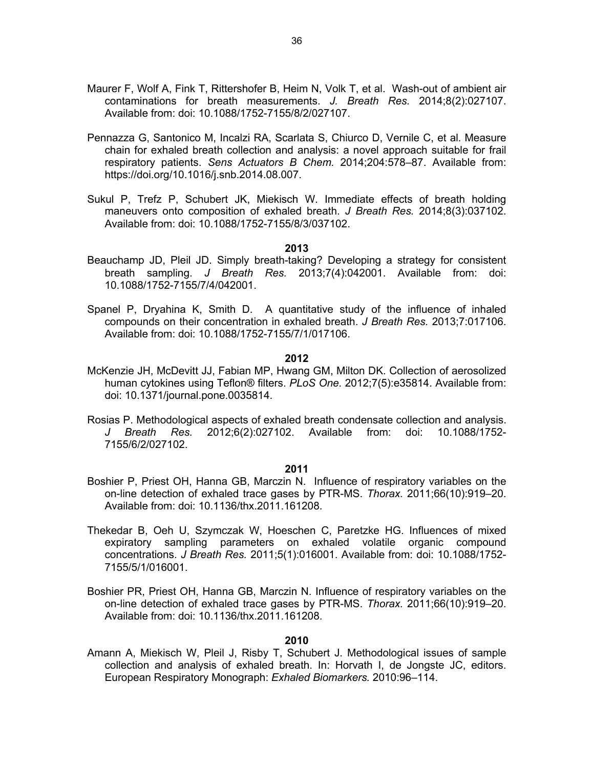Maurer F, Wolf A, Fink T, Rittershofer B, Heim N, Volk T, et al. Wash-out of ambient air contaminations for breath measurements. *J. Breath Res.* 2014;8(2):027107. Available from: doi: 10.1088/1752-7155/8/2/027107.

Pennazza G, Santonico M, Incalzi RA, Scarlata S, Chiurco D, Vernile C, et al. Measure chain for exhaled breath collection and analysis: a novel approach suitable for frail respiratory patients. *Sens Actuators B Chem.* 2014;204:578–87. Available from: https://doi.org/10.1016/j.snb.2014.08.007.

Sukul P, Trefz P, Schubert JK, Miekisch W. Immediate effects of breath holding maneuvers onto composition of exhaled breath. *J Breath Res.* 2014;8(3):037102. Available from: doi: 10.1088/1752-7155/8/3/037102.

**2013**

Beauchamp JD, Pleil JD. Simply breath-taking? Developing a strategy for consistent breath sampling. *J Breath Res.* 2013;7(4):042001. Available from: doi: 10.1088/1752-7155/7/4/042001.

Spanel P, Dryahina K, Smith D. A quantitative study of the influence of inhaled compounds on their concentration in exhaled breath. *J Breath Res.* 2013;7:017106. Available from: doi: 10.1088/1752-7155/7/1/017106.

**2012**

McKenzie JH, McDevitt JJ, Fabian MP, Hwang GM, Milton DK. Collection of aerosolized human cytokines using Teflon® filters. *PLoS One.* 2012;7(5):e35814. Available from: doi: 10.1371/journal.pone.0035814.

Rosias P. Methodological aspects of exhaled breath condensate collection and analysis. *J Breath Res.* 2012;6(2):027102. Available from: doi: 10.1088/1752-7155/6/2/027102.

**2011**

Boshier P, Priest OH, Hanna GB, Marczin N. Influence of respiratory variables on the on-line detection of exhaled trace gases by PTR-MS. *Thorax.* 2011;66(10):919–20. Available from: doi: 10.1136/thx.2011.161208.

Thekedar B, Oeh U, Szymczak W, Hoeschen C, Paretzke HG. Influences of mixed expiratory sampling parameters on exhaled volatile organic compound concentrations. *J Breath Res.* 2011;5(1):016001. Available from: doi: 10.1088/1752-7155/5/1/016001.

Boshier PR, Priest OH, Hanna GB, Marczin N. Influence of respiratory variables on the on-line detection of exhaled trace gases by PTR-MS. *Thorax.* 2011;66(10):919–20. Available from: doi: 10.1136/thx.2011.161208.

**2010**

Amann A, Miekisch W, Pleil J, Risby T, Schubert J. Methodological issues of sample collection and analysis of exhaled breath. In: Horvath I, de Jongste JC, editors. European Respiratory Monograph: *Exhaled Biomarkers.* 2010:96–114.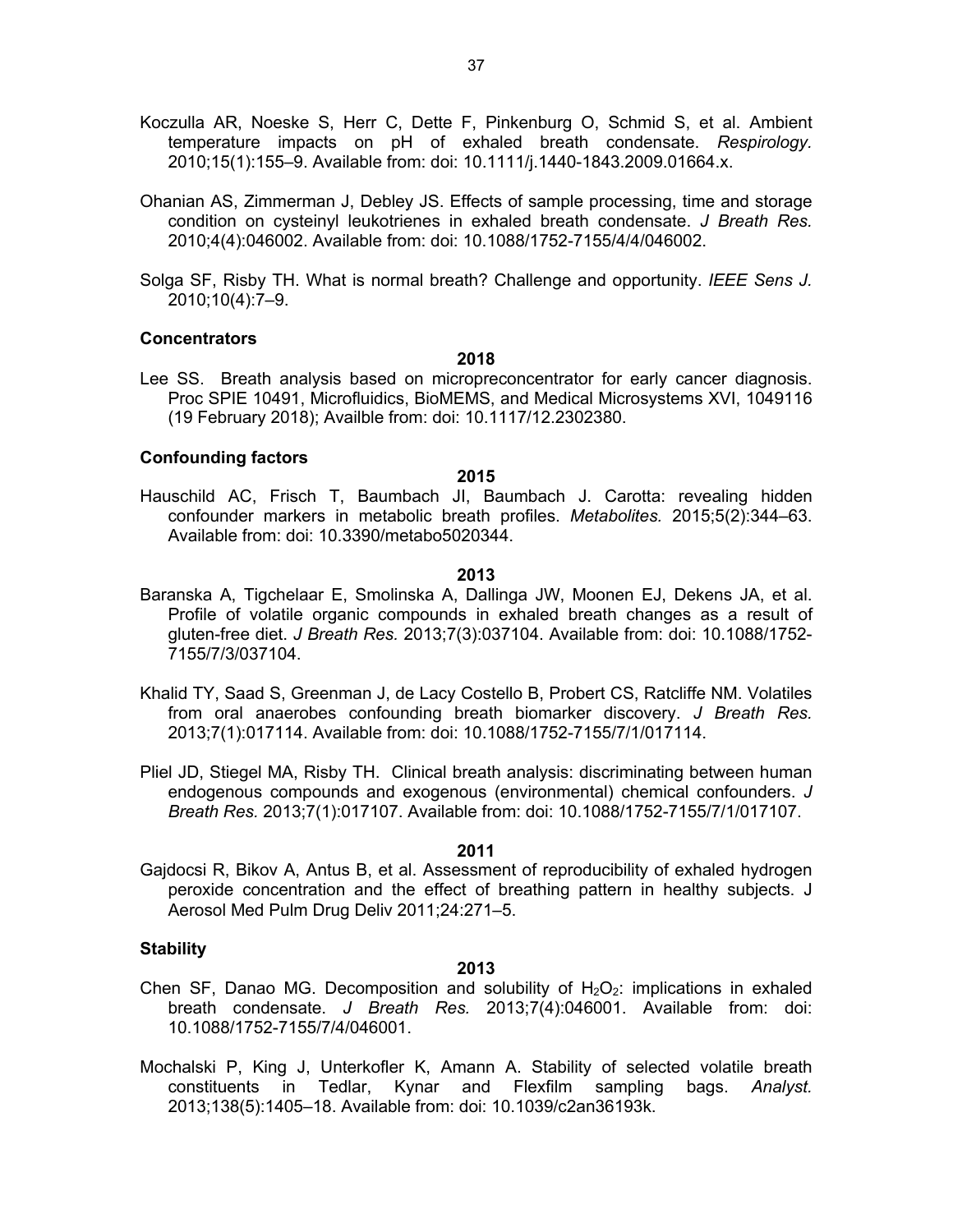Koczulla AR, Noeske S, Herr C, Dette F, Pinkenburg O, Schmid S, et al. Ambient temperature impacts on pH of exhaled breath condensate. *Respirology.* 2010;15(1):155–9. Available from: doi: 10.1111/j.1440-1843.2009.01664.x.

Ohanian AS, Zimmerman J, Debley JS. Effects of sample processing, time and storage condition on cysteinyl leukotrienes in exhaled breath condensate. *J Breath Res.* 2010;4(4):046002. Available from: doi: 10.1088/1752-7155/4/4/046002.

Solga SF, Risby TH. What is normal breath? Challenge and opportunity. *IEEE Sens J.* 2010;10(4):7–9.

**Concentrators**

**2018**

Lee SS. Breath analysis based on micropreconcentrator for early cancer diagnosis. Proc SPIE 10491, Microfluidics, BioMEMS, and Medical Microsystems XVI, 1049116 (19 February 2018); Availble from: doi: 10.1117/12.2302380.

**Confounding factors**

**2015**

Hauschild AC, Frisch T, Baumbach JI, Baumbach J. Carotta: revealing hidden confounder markers in metabolic breath profiles. *Metabolites.* 2015;5(2):344–63. Available from: doi: 10.3390/metabo5020344.

**2013**

Baranska A, Tigchelaar E, Smolinska A, Dallinga JW, Moonen EJ, Dekens JA, et al. Profile of volatile organic compounds in exhaled breath changes as a result of gluten-free diet. *J Breath Res.* 2013;7(3):037104. Available from: doi: 10.1088/1752-7155/7/3/037104.

Khalid TY, Saad S, Greenman J, de Lacy Costello B, Probert CS, Ratcliffe NM. Volatiles from oral anaerobes confounding breath biomarker discovery. *J Breath Res.* 2013;7(1):017114. Available from: doi: 10.1088/1752-7155/7/1/017114.

Pliel JD, Stiegel MA, Risby TH. Clinical breath analysis: discriminating between human endogenous compounds and exogenous (environmental) chemical confounders. *J Breath Res.* 2013;7(1):017107. Available from: doi: 10.1088/1752-7155/7/1/017107.

**2011**

Gajdocsi R, Bikov A, Antus B, et al. Assessment of reproducibility of exhaled hydrogen peroxide concentration and the effect of breathing pattern in healthy subjects. J Aerosol Med Pulm Drug Deliv 2011;24:271–5.

**Stability**

**2013**

Chen SF, Danao MG. Decomposition and solubility of $H_2O_2$: implications in exhaled breath condensate. *J Breath Res.* 2013;7(4):046001. Available from: doi: 10.1088/1752-7155/7/4/046001.

Mochalski P, King J, Unterkofler K, Amann A. Stability of selected volatile breath constituents in Tedlar, Kynar and Flexfilm sampling bags. *Analyst.* 2013;138(5):1405–18. Available from: doi: 10.1039/c2an36193k.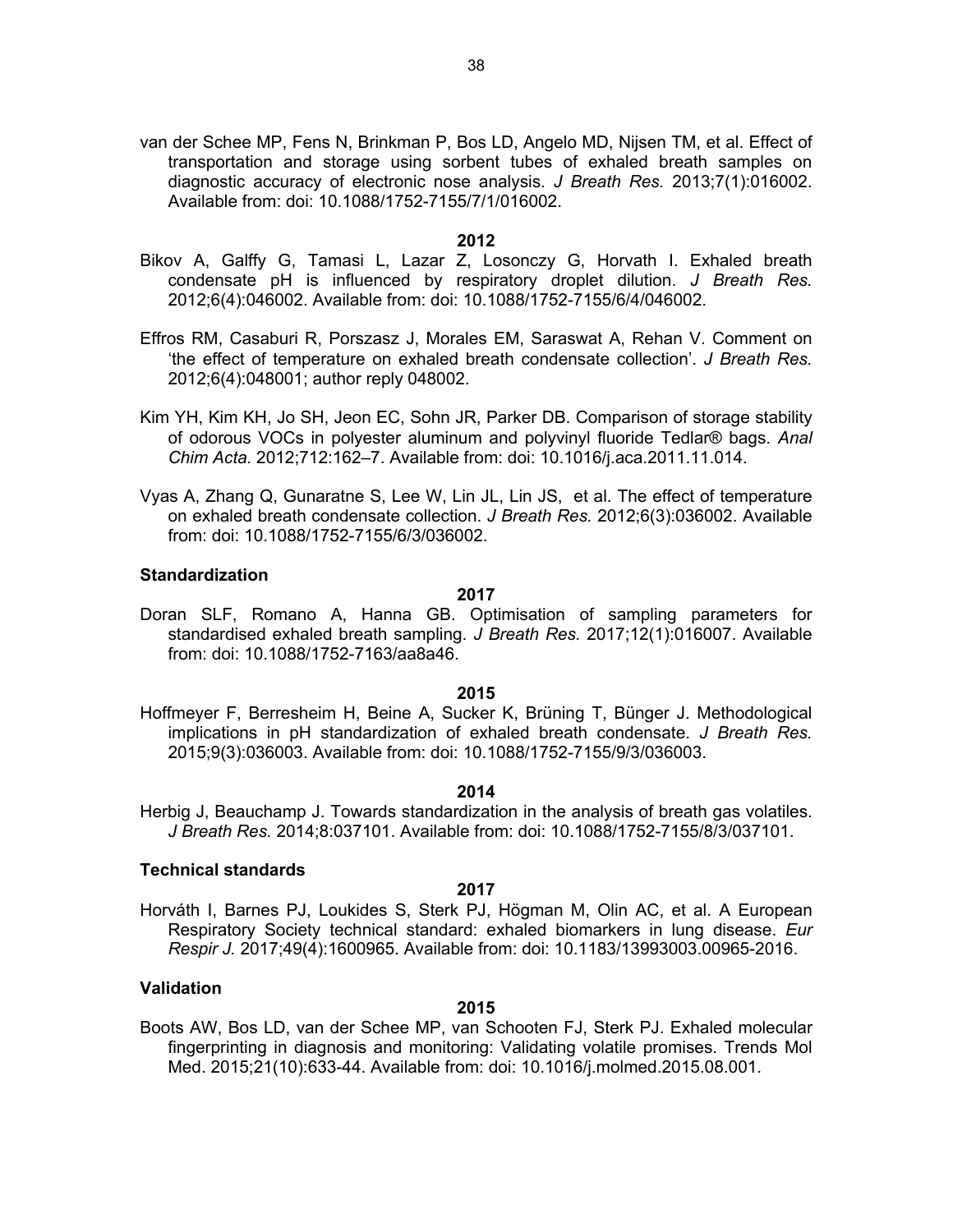van der Schee MP, Fens N, Brinkman P, Bos LD, Angelo MD, Nijsen TM, et al. Effect of transportation and storage using sorbent tubes of exhaled breath samples on diagnostic accuracy of electronic nose analysis. *J Breath Res.* 2013;7(1):016002. Available from: doi: 10.1088/1752-7155/7/1/016002.

**2012**

Bikov A, Galffy G, Tamasi L, Lazar Z, Losonczy G, Horvath I. Exhaled breath condensate pH is influenced by respiratory droplet dilution. *J Breath Res.* 2012;6(4):046002. Available from: doi: 10.1088/1752-7155/6/4/046002.

Effros RM, Casaburi R, Porszasz J, Morales EM, Saraswat A, Rehan V. Comment on 'the effect of temperature on exhaled breath condensate collection'. *J Breath Res.* 2012;6(4):048001; author reply 048002.

Kim YH, Kim KH, Jo SH, Jeon EC, Sohn JR, Parker DB. Comparison of storage stability of odorous VOCs in polyester aluminum and polyvinyl fluoride Tedlar® bags. *Anal Chim Acta.* 2012;712:162–7. Available from: doi: 10.1016/j.aca.2011.11.014.

Vyas A, Zhang Q, Gunaratne S, Lee W, Lin JL, Lin JS, et al. The effect of temperature on exhaled breath condensate collection. *J Breath Res.* 2012;6(3):036002. Available from: doi: 10.1088/1752-7155/6/3/036002.

### Standardization

**2017**

Doran SLF, Romano A, Hanna GB. Optimisation of sampling parameters for standardised exhaled breath sampling. *J Breath Res.* 2017;12(1):016007. Available from: doi: 10.1088/1752-7163/aa8a46.

**2015**

Hoffmeyer F, Berresheim H, Beine A, Sucker K, Brüning T, Bünger J. Methodological implications in pH standardization of exhaled breath condensate. *J Breath Res.* 2015;9(3):036003. Available from: doi: 10.1088/1752-7155/9/3/036003.

**2014**

Herbig J, Beauchamp J. Towards standardization in the analysis of breath gas volatiles. *J Breath Res.* 2014;8:037101. Available from: doi: 10.1088/1752-7155/8/3/037101.

### Technical standards

**2017**

Horváth I, Barnes PJ, Loukides S, Sterk PJ, Högman M, Olin AC, et al. A European Respiratory Society technical standard: exhaled biomarkers in lung disease. *Eur Respir J.* 2017;49(4):1600965. Available from: doi: 10.1183/13993003.00965-2016.

### Validation

**2015**

Boots AW, Bos LD, van der Schee MP, van Schooten FJ, Sterk PJ. Exhaled molecular fingerprinting in diagnosis and monitoring: Validating volatile promises. Trends Mol Med. 2015;21(10):633-44. Available from: doi: 10.1016/j.molmed.2015.08.001.